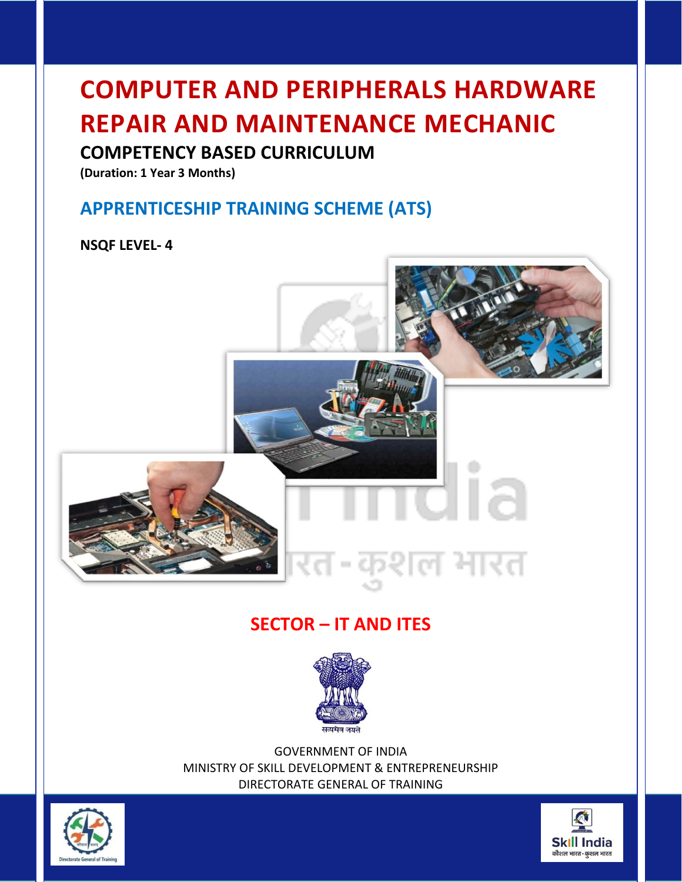# COMPUTER AND PERIPHERALS HARDWARE REPAIR AND MAINTENANCE MECHANIC

## COMPETENCY BASED CURRICULUM

**(Duration: 1 Year 3 Months)**

## APPRENTICESHIP TRAINING SCHEME (ATS)

**NSQF LEVEL- 4**

## SECTOR – IT AND ITES

सत्यमेव जयते

GOVERNMENT OF INDIA
MINISTRY OF SKILL DEVELOPMENT & ENTREPRENEURSHIP
DIRECTORATE GENERAL OF TRAINING

Directorate General of Training

Skill India
कौशल भारत - कुशल भारत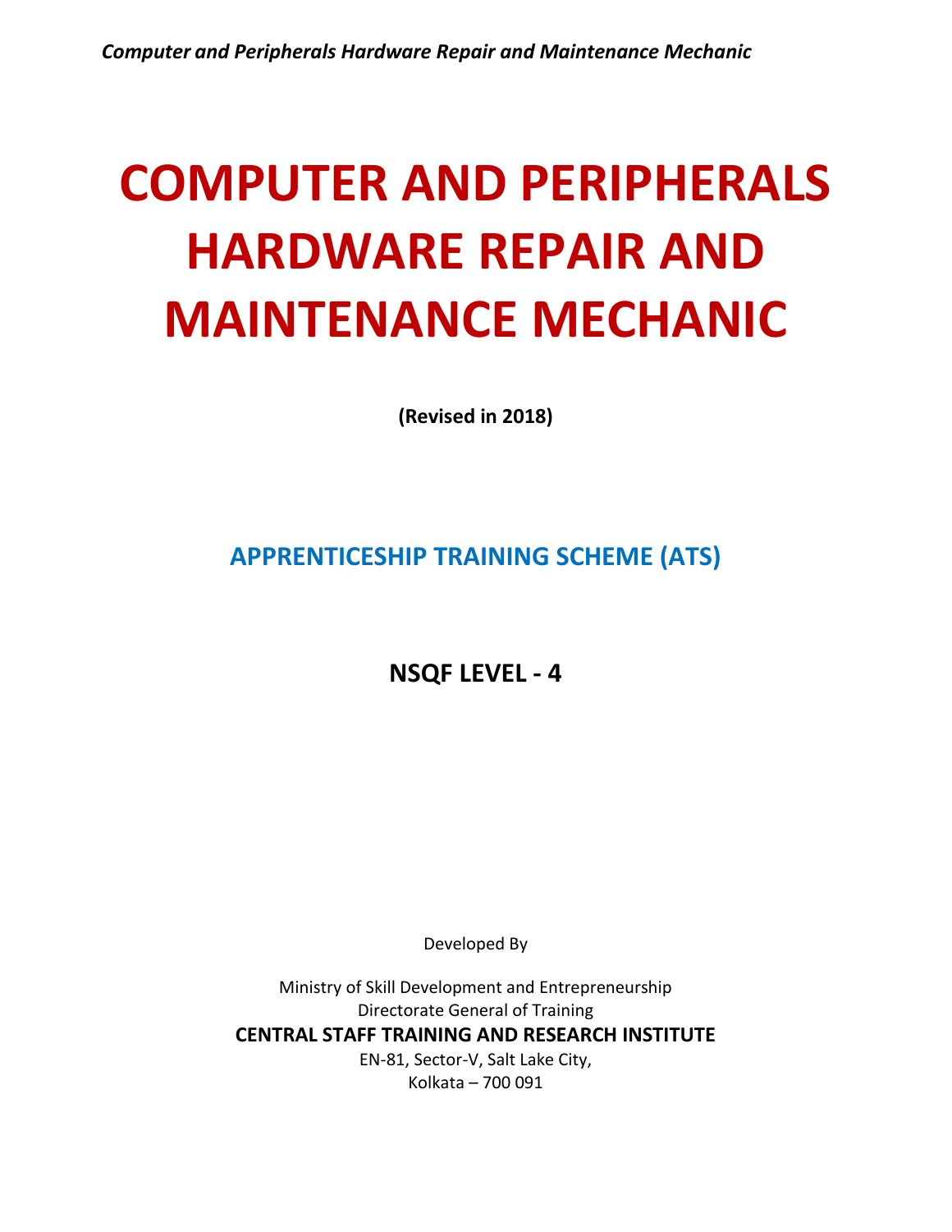# COMPUTER AND PERIPHERALS HARDWARE REPAIR AND MAINTENANCE MECHANIC

**(Revised in 2018)**

## APPRENTICESHIP TRAINING SCHEME (ATS)

## NSQF LEVEL - 4

Developed By

Ministry of Skill Development and Entrepreneurship
Directorate General of Training
**CENTRAL STAFF TRAINING AND RESEARCH INSTITUTE**
EN-81, Sector-V, Salt Lake City,
Kolkata – 700 091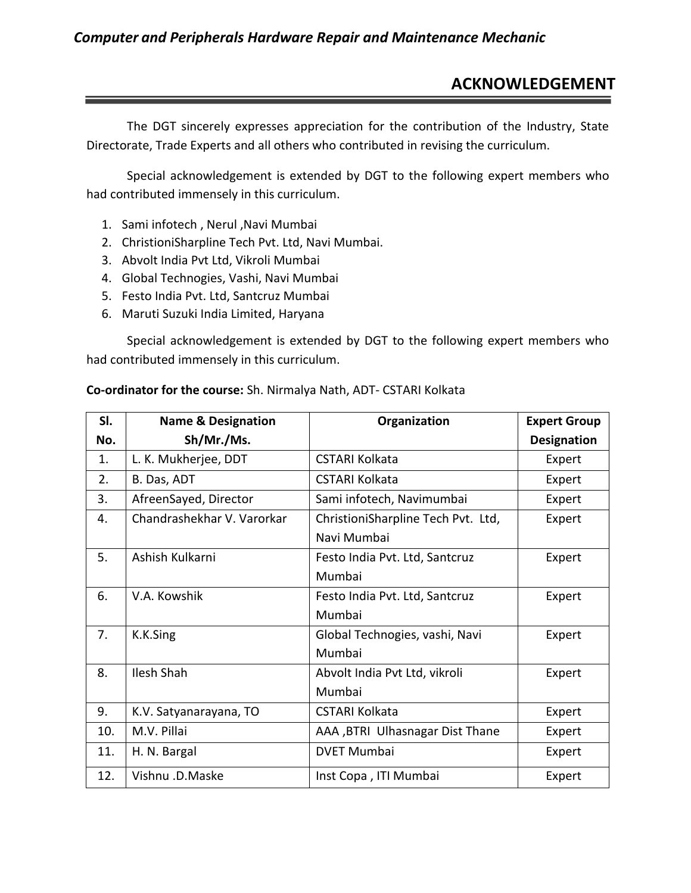# ACKNOWLEDGEMENT

The DGT sincerely expresses appreciation for the contribution of the Industry, State Directorate, Trade Experts and all others who contributed in revising the curriculum.

Special acknowledgement is extended by DGT to the following expert members who had contributed immensely in this curriculum.

1. Sami infotech , Nerul ,Navi Mumbai
2. ChristioniSharpline Tech Pvt. Ltd, Navi Mumbai.
3. Abvolt India Pvt Ltd, Vikroli Mumbai
4. Global Technogies, Vashi, Navi Mumbai
5. Festo India Pvt. Ltd, Santcruz Mumbai
6. Maruti Suzuki India Limited, Haryana

Special acknowledgement is extended by DGT to the following expert members who had contributed immensely in this curriculum.

**Co-ordinator for the course:** Sh. Nirmalya Nath, ADT- CSTARI Kolkata

| Sl. No. | Name & Designation Sh/Mr./Ms. | Organization | Expert Group Designation |
|---|---|---|---|
| 1. | L. K. Mukherjee, DDT | CSTARI Kolkata | Expert |
| 2. | B. Das, ADT | CSTARI Kolkata | Expert |
| 3. | AfreenSayed, Director | Sami infotech, Navimumbai | Expert |
| 4. | Chandrashekhar V. Varorkar | ChristioniSharpline Tech Pvt. Ltd, Navi Mumbai | Expert |
| 5. | Ashish Kulkarni | Festo India Pvt. Ltd, Santcruz Mumbai | Expert |
| 6. | V.A. Kowshik | Festo India Pvt. Ltd, Santcruz Mumbai | Expert |
| 7. | K.K.Sing | Global Technogies, vashi, Navi Mumbai | Expert |
| 8. | Ilesh Shah | Abvolt India Pvt Ltd, vikroli Mumbai | Expert |
| 9. | K.V. Satyanarayana, TO | CSTARI Kolkata | Expert |
| 10. | M.V. Pillai | AAA ,BTRI Ulhasnagar Dist Thane | Expert |
| 11. | H. N. Bargal | DVET Mumbai | Expert |
| 12. | Vishnu .D.Maske | Inst Copa , ITI Mumbai | Expert |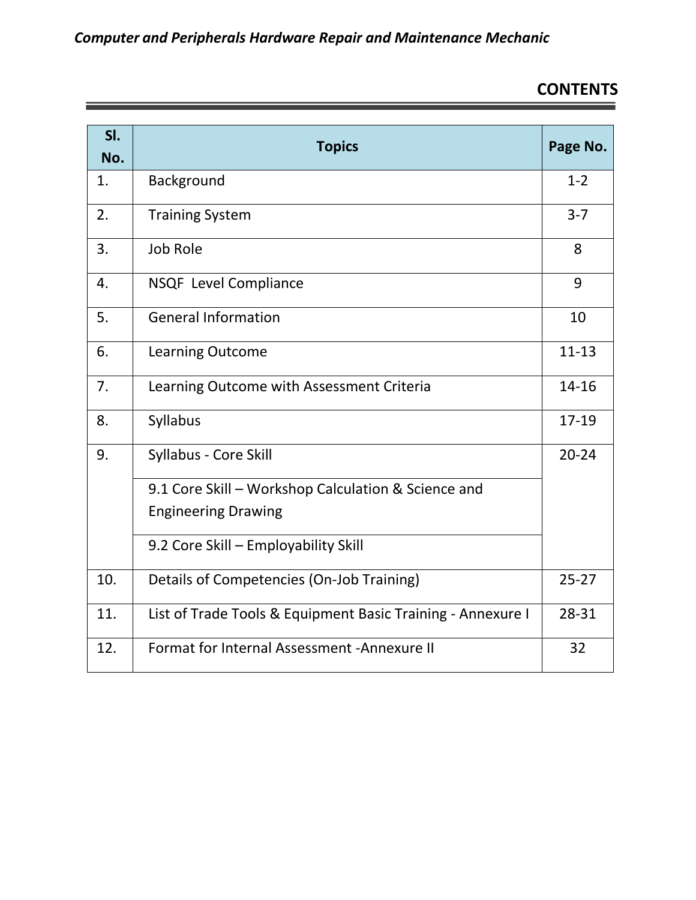## CONTENTS

| Sl. No. | Topics | Page No. |
|---|---|---|
| 1. | Background | 1-2 |
| 2. | Training System | 3-7 |
| 3. | Job Role | 8 |
| 4. | NSQF Level Compliance | 9 |
| 5. | General Information | 10 |
| 6. | Learning Outcome | 11-13 |
| 7. | Learning Outcome with Assessment Criteria | 14-16 |
| 8. | Syllabus | 17-19 |
| 9. | Syllabus - Core Skill | 20-24 |
| | 9.1 Core Skill – Workshop Calculation & Science and Engineering Drawing | |
| | 9.2 Core Skill – Employability Skill | |
| 10. | Details of Competencies (On-Job Training) | 25-27 |
| 11. | List of Trade Tools & Equipment Basic Training - Annexure I | 28-31 |
| 12. | Format for Internal Assessment -Annexure II | 32 |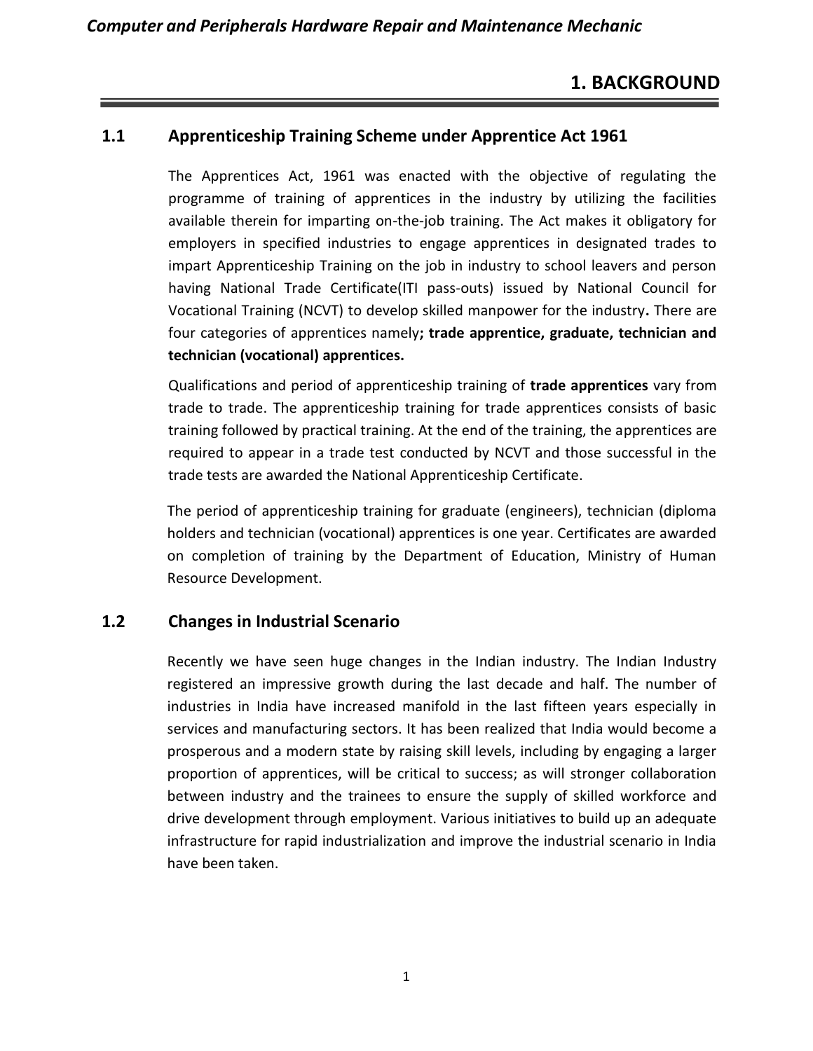# 1. BACKGROUND

## 1.1 Apprenticeship Training Scheme under Apprentice Act 1961

The Apprentices Act, 1961 was enacted with the objective of regulating the programme of training of apprentices in the industry by utilizing the facilities available therein for imparting on-the-job training. The Act makes it obligatory for employers in specified industries to engage apprentices in designated trades to impart Apprenticeship Training on the job in industry to school leavers and person having National Trade Certificate(ITI pass-outs) issued by National Council for Vocational Training (NCVT) to develop skilled manpower for the industry**.** There are four categories of apprentices namely**; trade apprentice, graduate, technician and technician (vocational) apprentices.**

Qualifications and period of apprenticeship training of **trade apprentices** vary from trade to trade. The apprenticeship training for trade apprentices consists of basic training followed by practical training. At the end of the training, the apprentices are required to appear in a trade test conducted by NCVT and those successful in the trade tests are awarded the National Apprenticeship Certificate.

The period of apprenticeship training for graduate (engineers), technician (diploma holders and technician (vocational) apprentices is one year. Certificates are awarded on completion of training by the Department of Education, Ministry of Human Resource Development.

## 1.2 Changes in Industrial Scenario

Recently we have seen huge changes in the Indian industry. The Indian Industry registered an impressive growth during the last decade and half. The number of industries in India have increased manifold in the last fifteen years especially in services and manufacturing sectors. It has been realized that India would become a prosperous and a modern state by raising skill levels, including by engaging a larger proportion of apprentices, will be critical to success; as will stronger collaboration between industry and the trainees to ensure the supply of skilled workforce and drive development through employment. Various initiatives to build up an adequate infrastructure for rapid industrialization and improve the industrial scenario in India have been taken.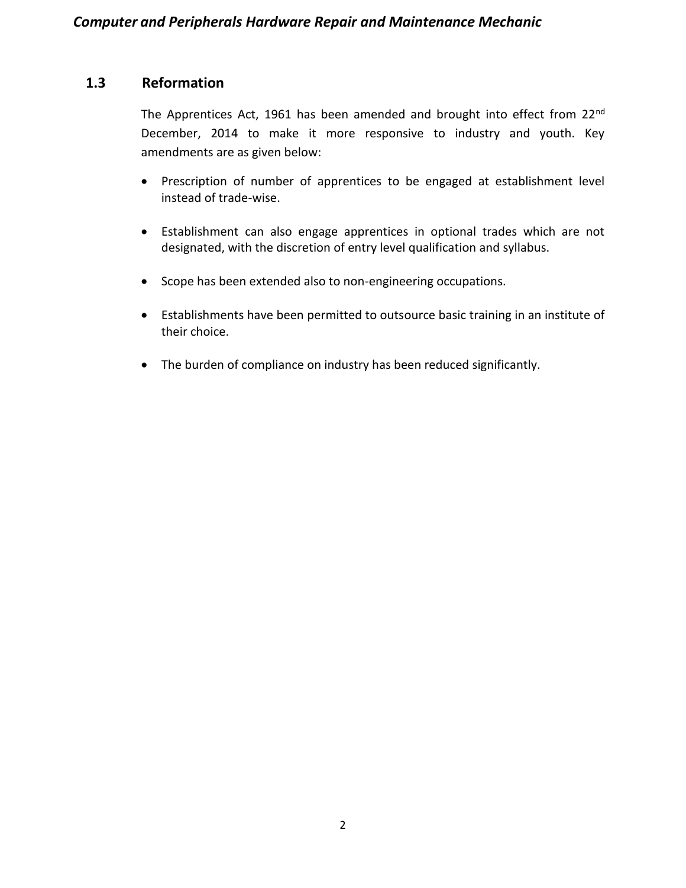## 1.3 Reformation

The Apprentices Act, 1961 has been amended and brought into effect from 22nd December, 2014 to make it more responsive to industry and youth. Key amendments are as given below:

- Prescription of number of apprentices to be engaged at establishment level instead of trade-wise.
- Establishment can also engage apprentices in optional trades which are not designated, with the discretion of entry level qualification and syllabus.
- Scope has been extended also to non-engineering occupations.
- Establishments have been permitted to outsource basic training in an institute of their choice.
- The burden of compliance on industry has been reduced significantly.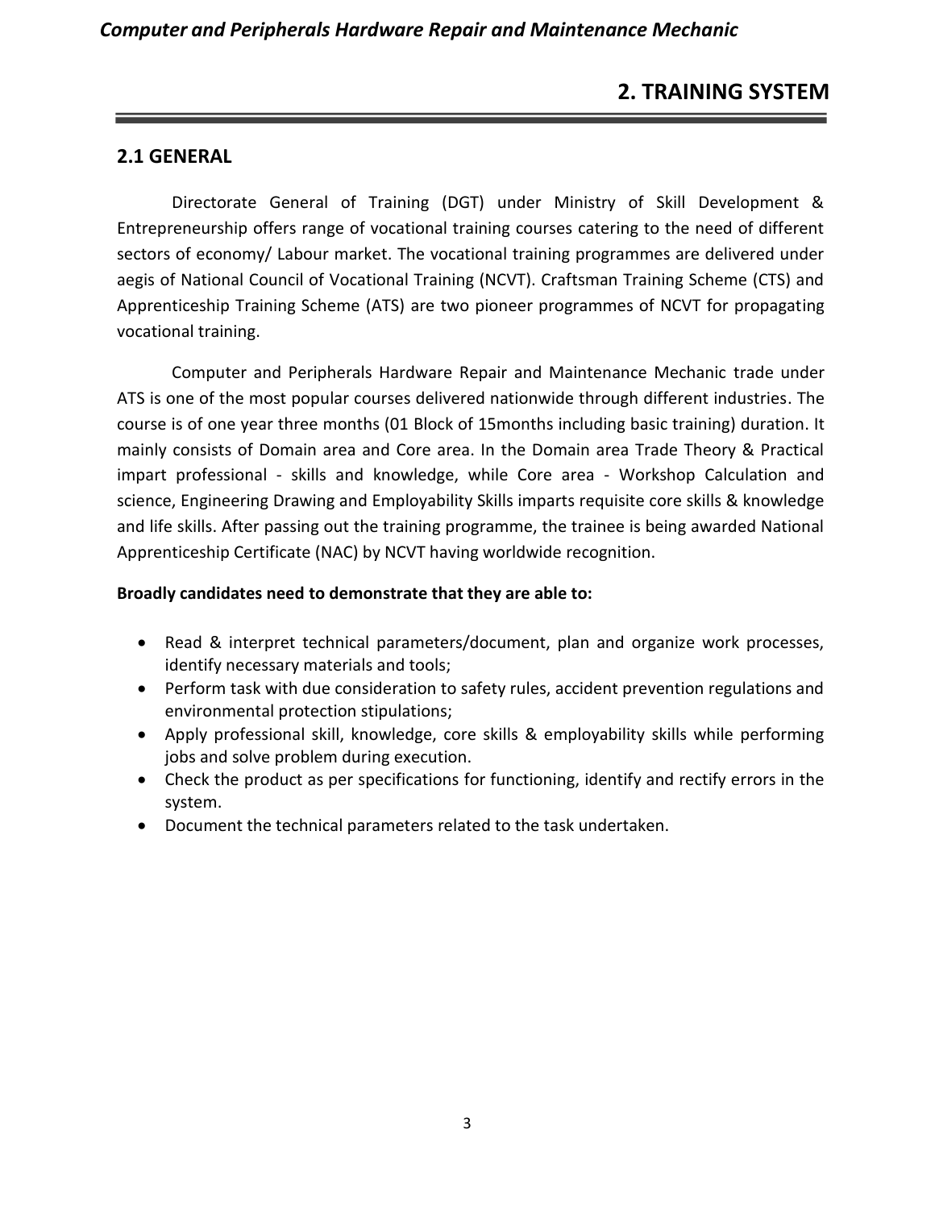# 2. TRAINING SYSTEM

## 2.1 GENERAL

Directorate General of Training (DGT) under Ministry of Skill Development & Entrepreneurship offers range of vocational training courses catering to the need of different sectors of economy/ Labour market. The vocational training programmes are delivered under aegis of National Council of Vocational Training (NCVT). Craftsman Training Scheme (CTS) and Apprenticeship Training Scheme (ATS) are two pioneer programmes of NCVT for propagating vocational training.

Computer and Peripherals Hardware Repair and Maintenance Mechanic trade under ATS is one of the most popular courses delivered nationwide through different industries. The course is of one year three months (01 Block of 15months including basic training) duration. It mainly consists of Domain area and Core area. In the Domain area Trade Theory & Practical impart professional - skills and knowledge, while Core area - Workshop Calculation and science, Engineering Drawing and Employability Skills imparts requisite core skills & knowledge and life skills. After passing out the training programme, the trainee is being awarded National Apprenticeship Certificate (NAC) by NCVT having worldwide recognition.

**Broadly candidates need to demonstrate that they are able to:**

- Read & interpret technical parameters/document, plan and organize work processes, identify necessary materials and tools;
- Perform task with due consideration to safety rules, accident prevention regulations and environmental protection stipulations;
- Apply professional skill, knowledge, core skills & employability skills while performing jobs and solve problem during execution.
- Check the product as per specifications for functioning, identify and rectify errors in the system.
- Document the technical parameters related to the task undertaken.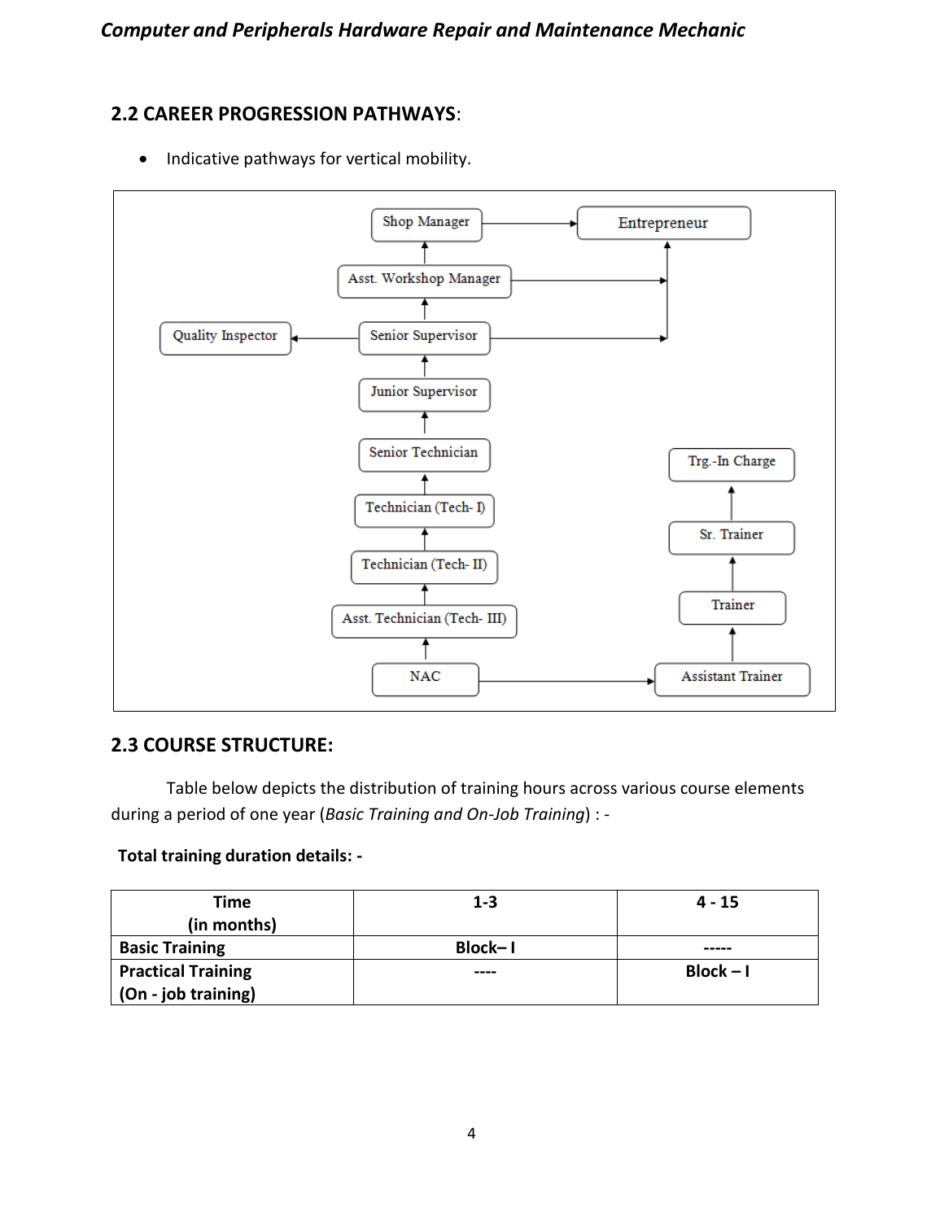## 2.2 CAREER PROGRESSION PATHWAYS:

- Indicative pathways for vertical mobility.

Shop Manager → Entrepreneur

Asst. Workshop Manager → Entrepreneur

Senior Supervisor → Entrepreneur

Senior Supervisor → Quality Inspector

NAC → Asst. Technician (Tech- III) → Technician (Tech- II) → Technician (Tech- I) → Senior Technician → Junior Supervisor → Senior Supervisor → Asst. Workshop Manager → Shop Manager

NAC → Assistant Trainer → Trainer → Sr. Trainer → Trg.-In Charge

## 2.3 COURSE STRUCTURE:

Table below depicts the distribution of training hours across various course elements during a period of one year (*Basic Training and On-Job Training*) : -

**Total training duration details: -**

| Time (in months) | 1-3 | 4 - 15 |
|---|---|---|
| **Basic Training** | **Block– I** | **-----** |
| **Practical Training (On - job training)** | **----** | **Block – I** |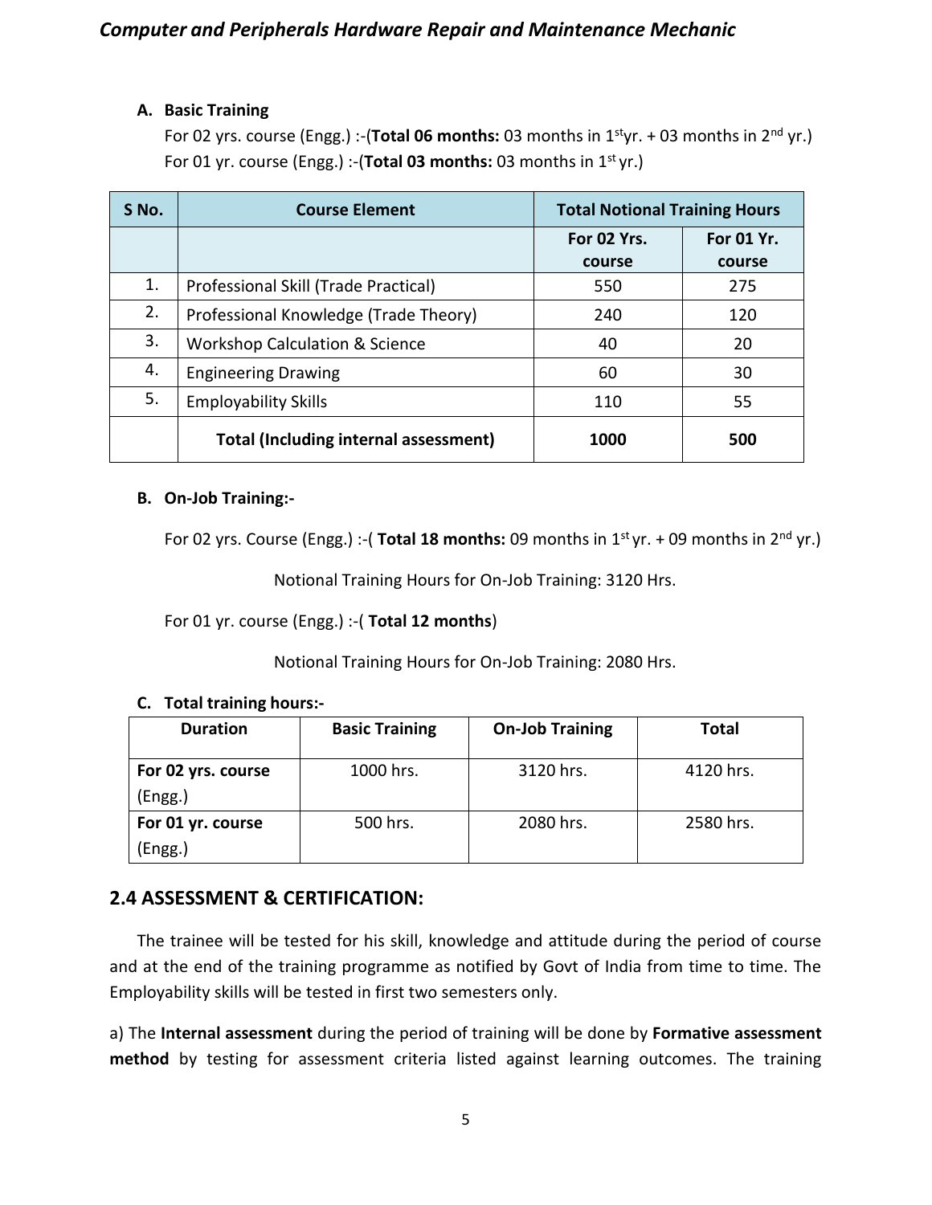**A. Basic Training**

For 02 yrs. course (Engg.) :-(**Total 06 months:** 03 months in 1st yr. + 03 months in 2nd yr.)

For 01 yr. course (Engg.) :-(**Total 03 months:** 03 months in 1st yr.)

| S No. | Course Element | Total Notional Training Hours | |
|---|---|---|---|
| | | For 02 Yrs. course | For 01 Yr. course |
| 1. | Professional Skill (Trade Practical) | 550 | 275 |
| 2. | Professional Knowledge (Trade Theory) | 240 | 120 |
| 3. | Workshop Calculation & Science | 40 | 20 |
| 4. | Engineering Drawing | 60 | 30 |
| 5. | Employability Skills | 110 | 55 |
| | **Total (Including internal assessment)** | **1000** | **500** |

**B. On-Job Training:-**

For 02 yrs. Course (Engg.) :-( **Total 18 months:** 09 months in 1st yr. + 09 months in 2nd yr.)

Notional Training Hours for On-Job Training: 3120 Hrs.

For 01 yr. course (Engg.) :-( **Total 12 months**)

Notional Training Hours for On-Job Training: 2080 Hrs.

**C. Total training hours:-**

| Duration | Basic Training | On-Job Training | Total |
|---|---|---|---|
| **For 02 yrs. course** (Engg.) | 1000 hrs. | 3120 hrs. | 4120 hrs. |
| **For 01 yr. course** (Engg.) | 500 hrs. | 2080 hrs. | 2580 hrs. |

## 2.4 ASSESSMENT & CERTIFICATION:

The trainee will be tested for his skill, knowledge and attitude during the period of course and at the end of the training programme as notified by Govt of India from time to time. The Employability skills will be tested in first two semesters only.

a) The **Internal assessment** during the period of training will be done by **Formative assessment method** by testing for assessment criteria listed against learning outcomes. The training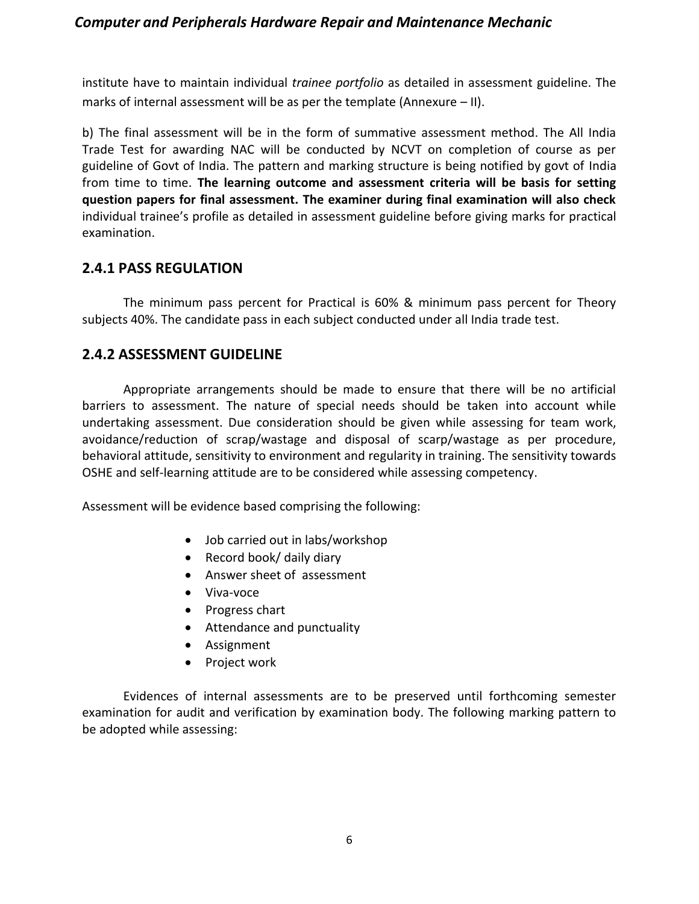institute have to maintain individual *trainee portfolio* as detailed in assessment guideline. The marks of internal assessment will be as per the template (Annexure – II).

b) The final assessment will be in the form of summative assessment method. The All India Trade Test for awarding NAC will be conducted by NCVT on completion of course as per guideline of Govt of India. The pattern and marking structure is being notified by govt of India from time to time. **The learning outcome and assessment criteria will be basis for setting question papers for final assessment. The examiner during final examination will also check** individual trainee's profile as detailed in assessment guideline before giving marks for practical examination.

## 2.4.1 PASS REGULATION

The minimum pass percent for Practical is 60% & minimum pass percent for Theory subjects 40%. The candidate pass in each subject conducted under all India trade test.

## 2.4.2 ASSESSMENT GUIDELINE

Appropriate arrangements should be made to ensure that there will be no artificial barriers to assessment. The nature of special needs should be taken into account while undertaking assessment. Due consideration should be given while assessing for team work, avoidance/reduction of scrap/wastage and disposal of scarp/wastage as per procedure, behavioral attitude, sensitivity to environment and regularity in training. The sensitivity towards OSHE and self-learning attitude are to be considered while assessing competency.

Assessment will be evidence based comprising the following:

- Job carried out in labs/workshop
- Record book/ daily diary
- Answer sheet of assessment
- Viva-voce
- Progress chart
- Attendance and punctuality
- Assignment
- Project work

Evidences of internal assessments are to be preserved until forthcoming semester examination for audit and verification by examination body. The following marking pattern to be adopted while assessing: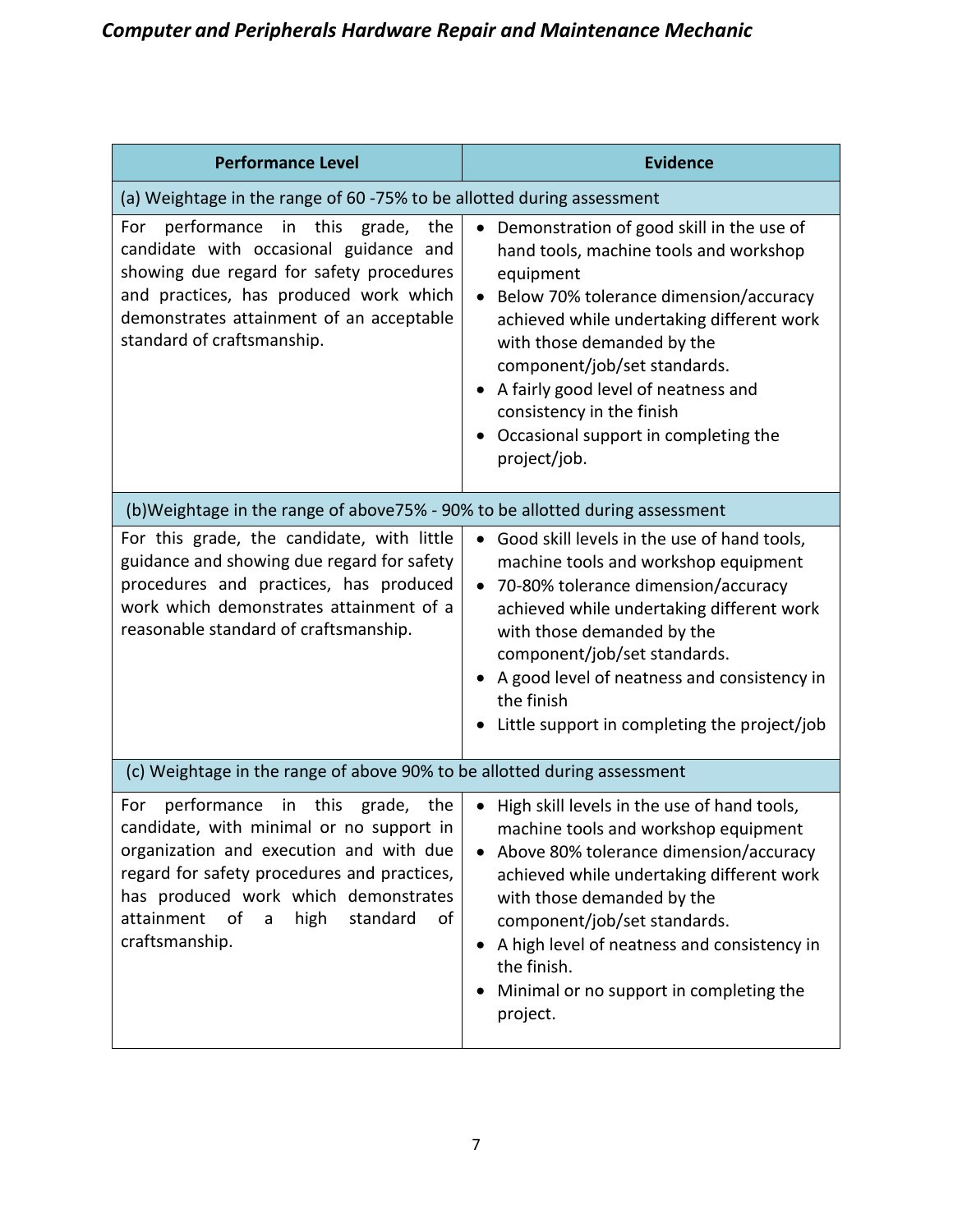| Performance Level | Evidence |
|---|---|
| (a) Weightage in the range of 60 -75% to be allotted during assessment | |
| For performance in this grade, the candidate with occasional guidance and showing due regard for safety procedures and practices, has produced work which demonstrates attainment of an acceptable standard of craftsmanship. | • Demonstration of good skill in the use of hand tools, machine tools and workshop equipment<br>• Below 70% tolerance dimension/accuracy achieved while undertaking different work with those demanded by the component/job/set standards.<br>• A fairly good level of neatness and consistency in the finish<br>• Occasional support in completing the project/job. |
| (b)Weightage in the range of above75% - 90% to be allotted during assessment | |
| For this grade, the candidate, with little guidance and showing due regard for safety procedures and practices, has produced work which demonstrates attainment of a reasonable standard of craftsmanship. | • Good skill levels in the use of hand tools, machine tools and workshop equipment<br>• 70-80% tolerance dimension/accuracy achieved while undertaking different work with those demanded by the component/job/set standards.<br>• A good level of neatness and consistency in the finish<br>• Little support in completing the project/job |
| (c) Weightage in the range of above 90% to be allotted during assessment | |
| For performance in this grade, the candidate, with minimal or no support in organization and execution and with due regard for safety procedures and practices, has produced work which demonstrates attainment of a high standard of craftsmanship. | • High skill levels in the use of hand tools, machine tools and workshop equipment<br>• Above 80% tolerance dimension/accuracy achieved while undertaking different work with those demanded by the component/job/set standards.<br>• A high level of neatness and consistency in the finish.<br>• Minimal or no support in completing the project. |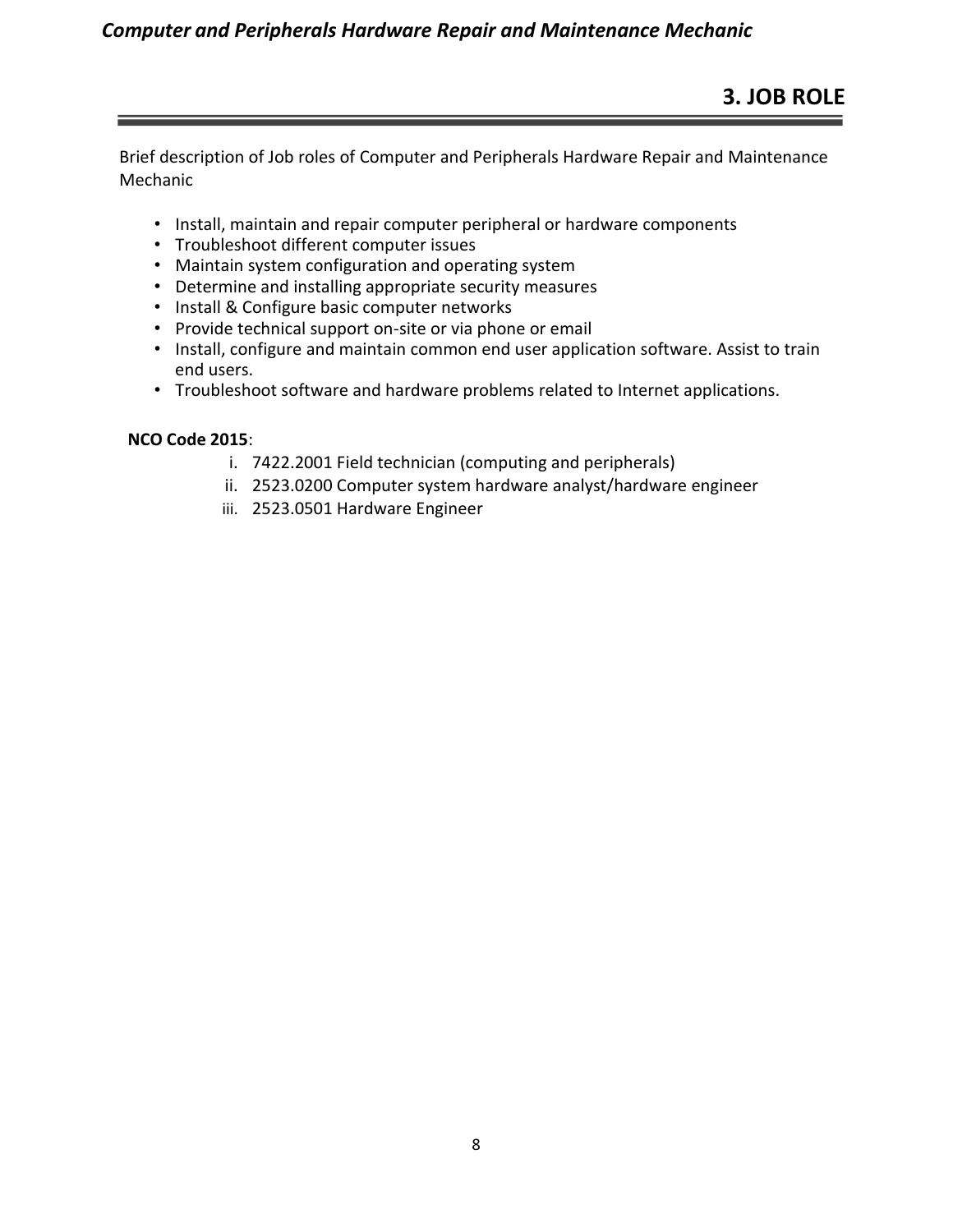## 3. JOB ROLE

Brief description of Job roles of Computer and Peripherals Hardware Repair and Maintenance Mechanic

- Install, maintain and repair computer peripheral or hardware components
- Troubleshoot different computer issues
- Maintain system configuration and operating system
- Determine and installing appropriate security measures
- Install & Configure basic computer networks
- Provide technical support on-site or via phone or email
- Install, configure and maintain common end user application software. Assist to train end users.
- Troubleshoot software and hardware problems related to Internet applications.

**NCO Code 2015**:

i. 7422.2001 Field technician (computing and peripherals)
ii. 2523.0200 Computer system hardware analyst/hardware engineer
iii. 2523.0501 Hardware Engineer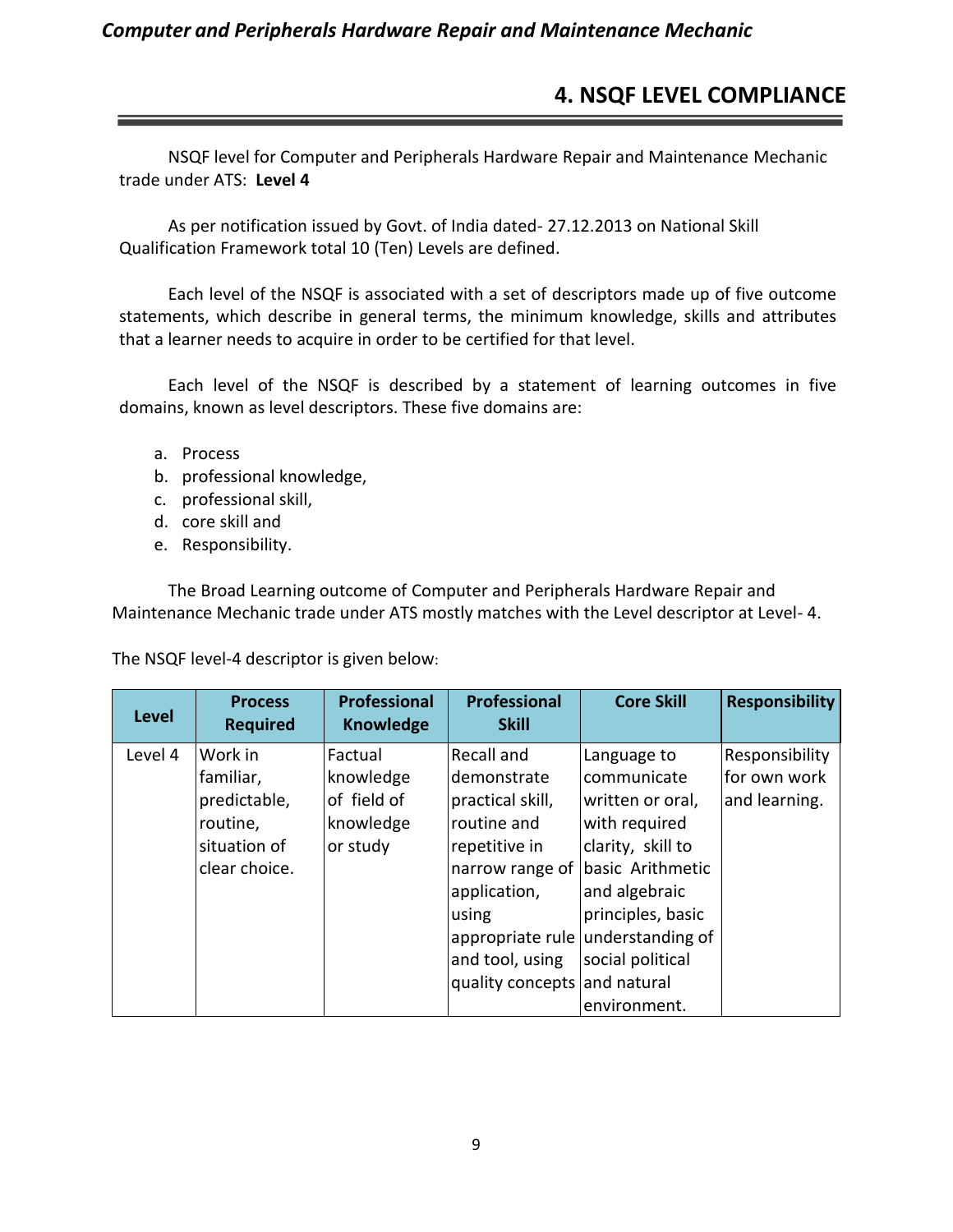## 4. NSQF LEVEL COMPLIANCE

NSQF level for Computer and Peripherals Hardware Repair and Maintenance Mechanic trade under ATS: **Level 4**

As per notification issued by Govt. of India dated- 27.12.2013 on National Skill Qualification Framework total 10 (Ten) Levels are defined.

Each level of the NSQF is associated with a set of descriptors made up of five outcome statements, which describe in general terms, the minimum knowledge, skills and attributes that a learner needs to acquire in order to be certified for that level.

Each level of the NSQF is described by a statement of learning outcomes in five domains, known as level descriptors. These five domains are:

a. Process
b. professional knowledge,
c. professional skill,
d. core skill and
e. Responsibility.

The Broad Learning outcome of Computer and Peripherals Hardware Repair and Maintenance Mechanic trade under ATS mostly matches with the Level descriptor at Level- 4.

The NSQF level-4 descriptor is given below:

| Level | Process Required | Professional Knowledge | Professional Skill | Core Skill | Responsibility |
|---|---|---|---|---|---|
| Level 4 | Work in familiar, predictable, routine, situation of clear choice. | Factual knowledge of field of knowledge or study | Recall and demonstrate practical skill, routine and repetitive in narrow range of application, using appropriate rule and tool, using quality concepts | Language to communicate written or oral, with required clarity, skill to basic Arithmetic and algebraic principles, basic understanding of social political and natural environment. | Responsibility for own work and learning. |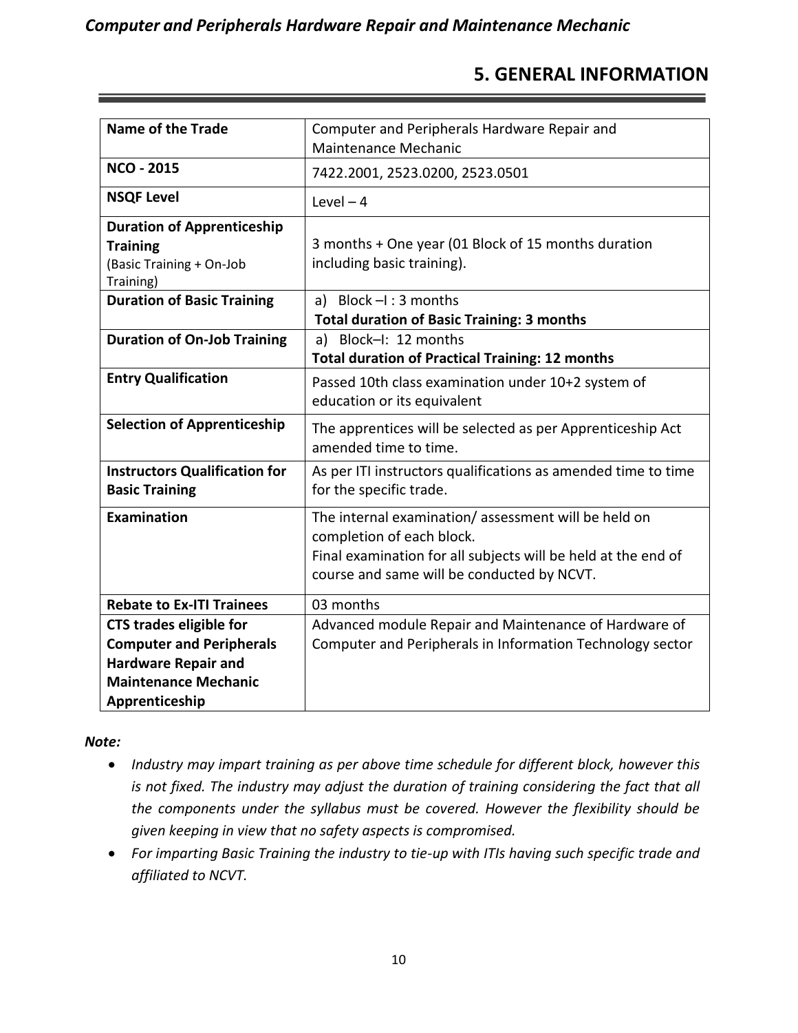## 5. GENERAL INFORMATION

| | |
|---|---|
| **Name of the Trade** | Computer and Peripherals Hardware Repair and Maintenance Mechanic |
| **NCO - 2015** | 7422.2001, 2523.0200, 2523.0501 |
| **NSQF Level** | Level – 4 |
| **Duration of Apprenticeship Training** (Basic Training + On-Job Training) | 3 months + One year (01 Block of 15 months duration including basic training). |
| **Duration of Basic Training** | a) Block –I : 3 months<br>**Total duration of Basic Training: 3 months** |
| **Duration of On-Job Training** | a) Block–I: 12 months<br>**Total duration of Practical Training: 12 months** |
| **Entry Qualification** | Passed 10th class examination under 10+2 system of education or its equivalent |
| **Selection of Apprenticeship** | The apprentices will be selected as per Apprenticeship Act amended time to time. |
| **Instructors Qualification for Basic Training** | As per ITI instructors qualifications as amended time to time for the specific trade. |
| **Examination** | The internal examination/ assessment will be held on completion of each block.<br>Final examination for all subjects will be held at the end of course and same will be conducted by NCVT. |
| **Rebate to Ex-ITI Trainees** | 03 months |
| **CTS trades eligible for Computer and Peripherals Hardware Repair and Maintenance Mechanic Apprenticeship** | Advanced module Repair and Maintenance of Hardware of Computer and Peripherals in Information Technology sector |

***Note:***

- *Industry may impart training as per above time schedule for different block, however this is not fixed. The industry may adjust the duration of training considering the fact that all the components under the syllabus must be covered. However the flexibility should be given keeping in view that no safety aspects is compromised.*
- *For imparting Basic Training the industry to tie-up with ITIs having such specific trade and affiliated to NCVT.*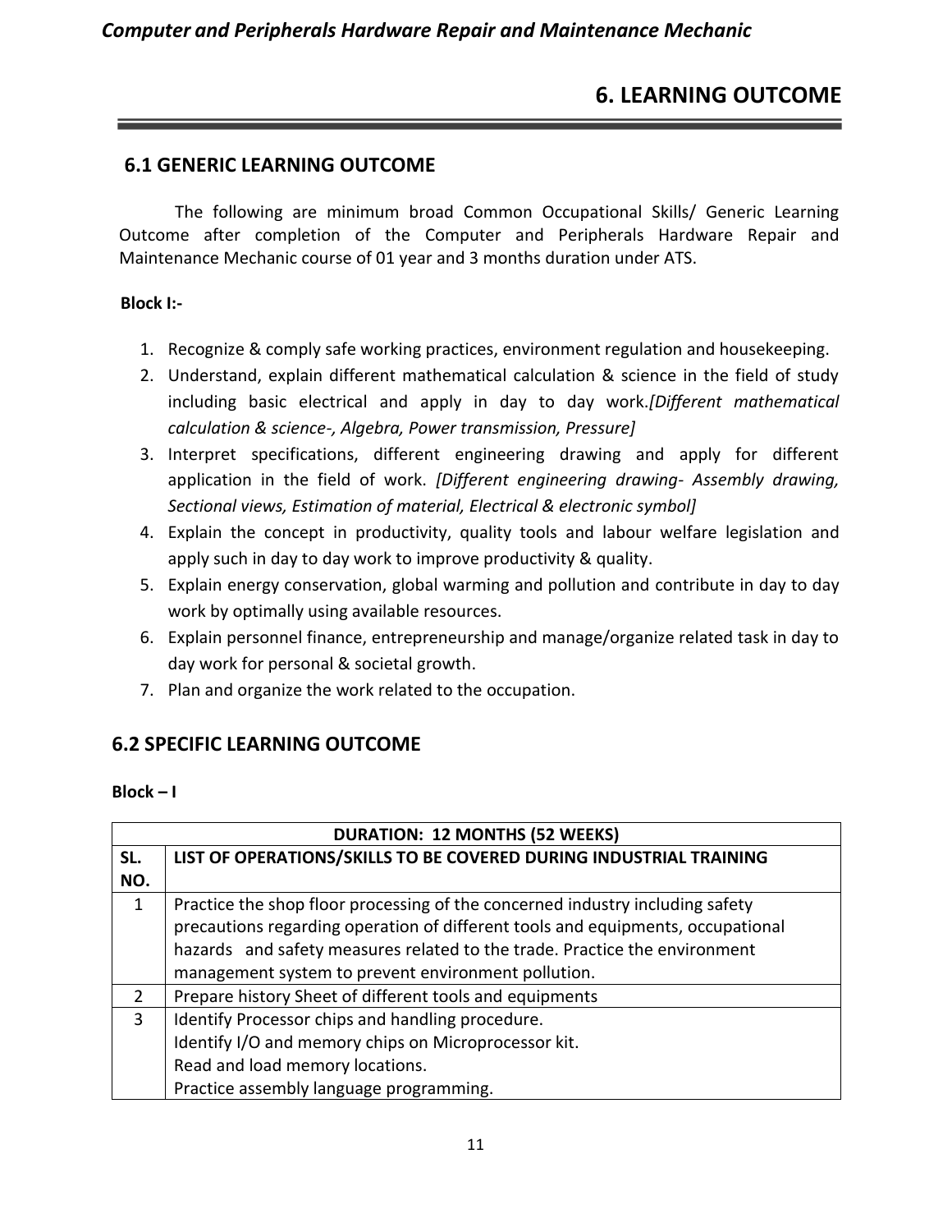# 6. LEARNING OUTCOME

## 6.1 GENERIC LEARNING OUTCOME

The following are minimum broad Common Occupational Skills/ Generic Learning Outcome after completion of the Computer and Peripherals Hardware Repair and Maintenance Mechanic course of 01 year and 3 months duration under ATS.

**Block I:-**

1. Recognize & comply safe working practices, environment regulation and housekeeping.
2. Understand, explain different mathematical calculation & science in the field of study including basic electrical and apply in day to day work.*[Different mathematical calculation & science-, Algebra, Power transmission, Pressure]*
3. Interpret specifications, different engineering drawing and apply for different application in the field of work. *[Different engineering drawing- Assembly drawing, Sectional views, Estimation of material, Electrical & electronic symbol]*
4. Explain the concept in productivity, quality tools and labour welfare legislation and apply such in day to day work to improve productivity & quality.
5. Explain energy conservation, global warming and pollution and contribute in day to day work by optimally using available resources.
6. Explain personnel finance, entrepreneurship and manage/organize related task in day to day work for personal & societal growth.
7. Plan and organize the work related to the occupation.

## 6.2 SPECIFIC LEARNING OUTCOME

**Block – I**

| DURATION: 12 MONTHS (52 WEEKS) | |
|---|---|
| **SL. NO.** | **LIST OF OPERATIONS/SKILLS TO BE COVERED DURING INDUSTRIAL TRAINING** |
| 1 | Practice the shop floor processing of the concerned industry including safety precautions regarding operation of different tools and equipments, occupational hazards and safety measures related to the trade. Practice the environment management system to prevent environment pollution. |
| 2 | Prepare history Sheet of different tools and equipments |
| 3 | Identify Processor chips and handling procedure.<br>Identify I/O and memory chips on Microprocessor kit.<br>Read and load memory locations.<br>Practice assembly language programming. |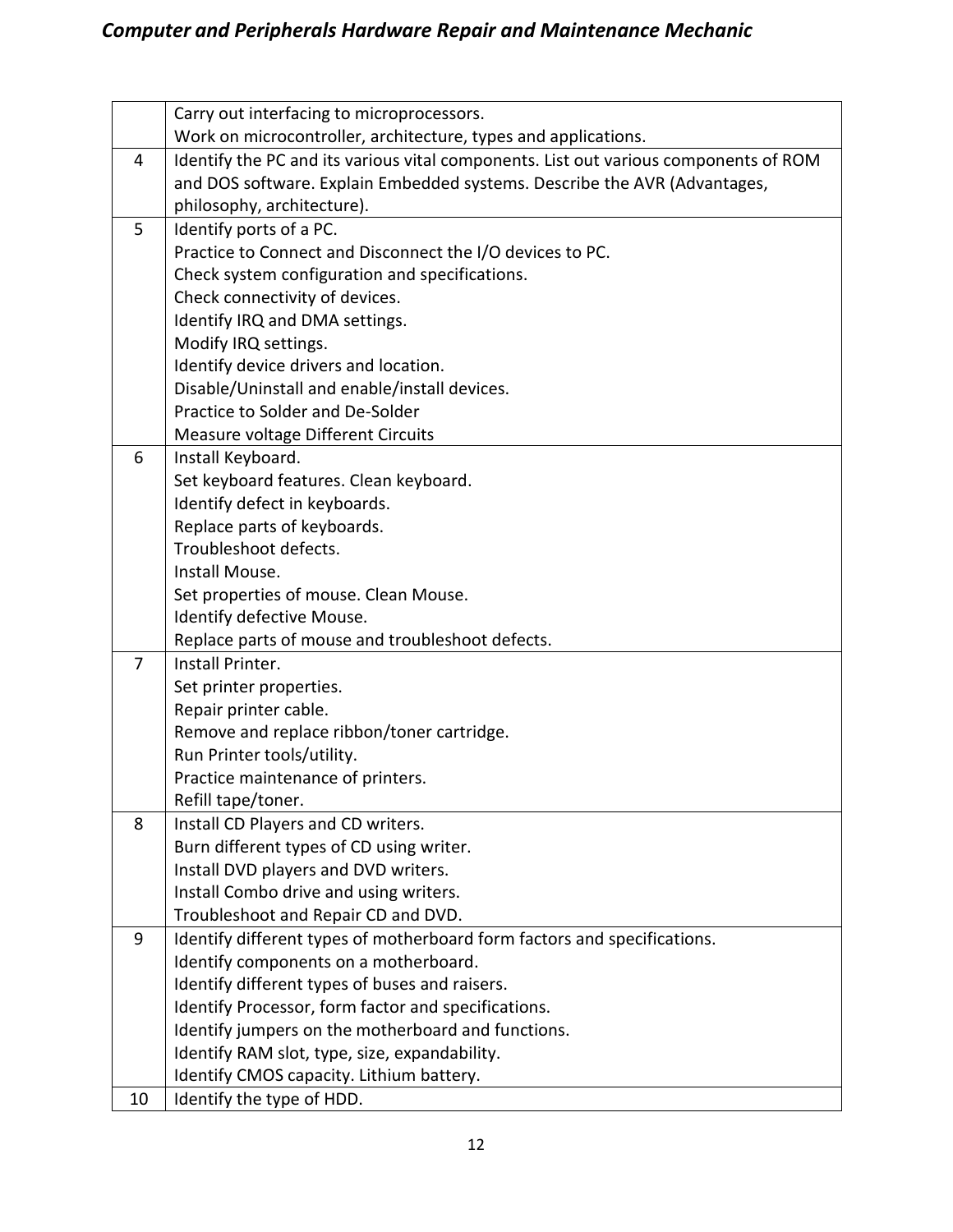| | |
|---|---|
| | Carry out interfacing to microprocessors.<br>Work on microcontroller, architecture, types and applications. |
| 4 | Identify the PC and its various vital components. List out various components of ROM and DOS software. Explain Embedded systems. Describe the AVR (Advantages, philosophy, architecture). |
| 5 | Identify ports of a PC.<br>Practice to Connect and Disconnect the I/O devices to PC.<br>Check system configuration and specifications.<br>Check connectivity of devices.<br>Identify IRQ and DMA settings.<br>Modify IRQ settings.<br>Identify device drivers and location.<br>Disable/Uninstall and enable/install devices.<br>Practice to Solder and De-Solder<br>Measure voltage Different Circuits |
| 6 | Install Keyboard.<br>Set keyboard features. Clean keyboard.<br>Identify defect in keyboards.<br>Replace parts of keyboards.<br>Troubleshoot defects.<br>Install Mouse.<br>Set properties of mouse. Clean Mouse.<br>Identify defective Mouse.<br>Replace parts of mouse and troubleshoot defects. |
| 7 | Install Printer.<br>Set printer properties.<br>Repair printer cable.<br>Remove and replace ribbon/toner cartridge.<br>Run Printer tools/utility.<br>Practice maintenance of printers.<br>Refill tape/toner. |
| 8 | Install CD Players and CD writers.<br>Burn different types of CD using writer.<br>Install DVD players and DVD writers.<br>Install Combo drive and using writers.<br>Troubleshoot and Repair CD and DVD. |
| 9 | Identify different types of motherboard form factors and specifications.<br>Identify components on a motherboard.<br>Identify different types of buses and raisers.<br>Identify Processor, form factor and specifications.<br>Identify jumpers on the motherboard and functions.<br>Identify RAM slot, type, size, expandability.<br>Identify CMOS capacity. Lithium battery. |
| 10 | Identify the type of HDD. |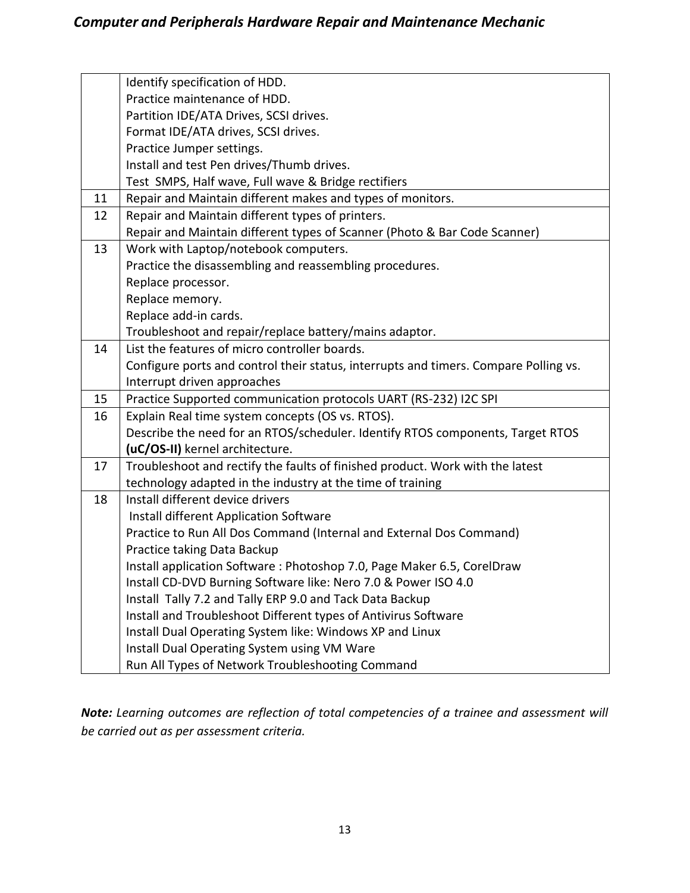| | |
|---|---|
| | Identify specification of HDD.<br>Practice maintenance of HDD.<br>Partition IDE/ATA Drives, SCSI drives.<br>Format IDE/ATA drives, SCSI drives.<br>Practice Jumper settings.<br>Install and test Pen drives/Thumb drives.<br>Test SMPS, Half wave, Full wave & Bridge rectifiers |
| 11 | Repair and Maintain different makes and types of monitors. |
| 12 | Repair and Maintain different types of printers.<br>Repair and Maintain different types of Scanner (Photo & Bar Code Scanner) |
| 13 | Work with Laptop/notebook computers.<br>Practice the disassembling and reassembling procedures.<br>Replace processor.<br>Replace memory.<br>Replace add-in cards.<br>Troubleshoot and repair/replace battery/mains adaptor. |
| 14 | List the features of micro controller boards.<br>Configure ports and control their status, interrupts and timers. Compare Polling vs. Interrupt driven approaches |
| 15 | Practice Supported communication protocols UART (RS-232) I2C SPI |
| 16 | Explain Real time system concepts (OS vs. RTOS).<br>Describe the need for an RTOS/scheduler. Identify RTOS components, Target RTOS **(uC/OS-II)** kernel architecture. |
| 17 | Troubleshoot and rectify the faults of finished product. Work with the latest technology adapted in the industry at the time of training |
| 18 | Install different device drivers<br>Install different Application Software<br>Practice to Run All Dos Command (Internal and External Dos Command)<br>Practice taking Data Backup<br>Install application Software : Photoshop 7.0, Page Maker 6.5, CorelDraw<br>Install CD-DVD Burning Software like: Nero 7.0 & Power ISO 4.0<br>Install Tally 7.2 and Tally ERP 9.0 and Tack Data Backup<br>Install and Troubleshoot Different types of Antivirus Software<br>Install Dual Operating System like: Windows XP and Linux<br>Install Dual Operating System using VM Ware<br>Run All Types of Network Troubleshooting Command |

***Note:*** *Learning outcomes are reflection of total competencies of a trainee and assessment will be carried out as per assessment criteria.*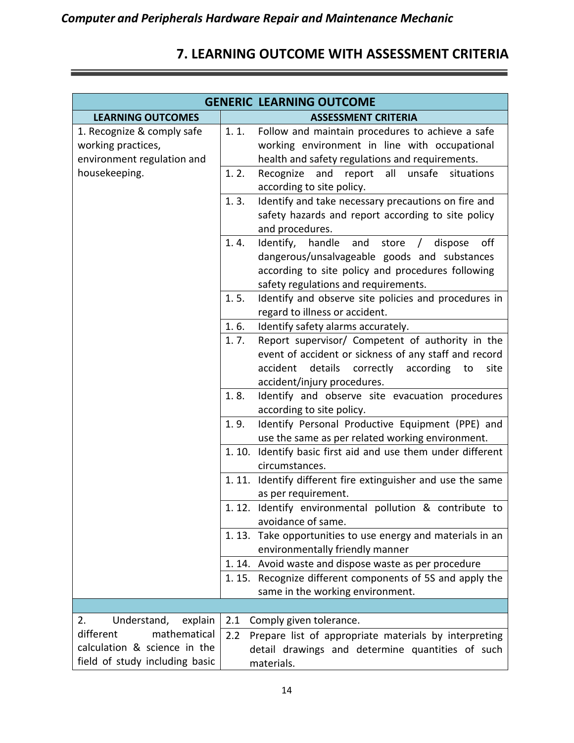# 7. LEARNING OUTCOME WITH ASSESSMENT CRITERIA

| GENERIC LEARNING OUTCOME | |
|---|---|
| **LEARNING OUTCOMES** | **ASSESSMENT CRITERIA** |
| 1. Recognize & comply safe working practices, environment regulation and housekeeping. | 1. 1. Follow and maintain procedures to achieve a safe working environment in line with occupational health and safety regulations and requirements. |
| | 1. 2. Recognize and report all unsafe situations according to site policy. |
| | 1. 3. Identify and take necessary precautions on fire and safety hazards and report according to site policy and procedures. |
| | 1. 4. Identify, handle and store / dispose off dangerous/unsalvageable goods and substances according to site policy and procedures following safety regulations and requirements. |
| | 1. 5. Identify and observe site policies and procedures in regard to illness or accident. |
| | 1. 6. Identify safety alarms accurately. |
| | 1. 7. Report supervisor/ Competent of authority in the event of accident or sickness of any staff and record accident details correctly according to site accident/injury procedures. |
| | 1. 8. Identify and observe site evacuation procedures according to site policy. |
| | 1. 9. Identify Personal Productive Equipment (PPE) and use the same as per related working environment. |
| | 1. 10. Identify basic first aid and use them under different circumstances. |
| | 1. 11. Identify different fire extinguisher and use the same as per requirement. |
| | 1. 12. Identify environmental pollution & contribute to avoidance of same. |
| | 1. 13. Take opportunities to use energy and materials in an environmentally friendly manner |
| | 1. 14. Avoid waste and dispose waste as per procedure |
| | 1. 15. Recognize different components of 5S and apply the same in the working environment. |
| | |
| 2. Understand, explain different mathematical calculation & science in the field of study including basic | 2.1 Comply given tolerance. |
| | 2.2 Prepare list of appropriate materials by interpreting detail drawings and determine quantities of such materials. |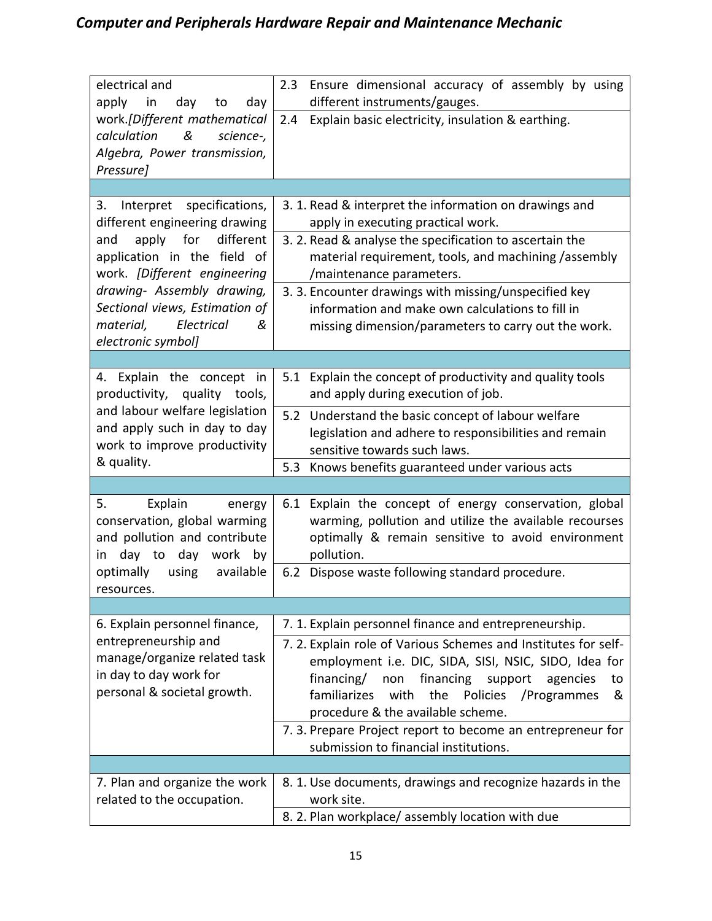| | |
|---|---|
| electrical and apply in day to day work.*[Different mathematical calculation & science-, Algebra, Power transmission, Pressure]* | 2.3 Ensure dimensional accuracy of assembly by using different instruments/gauges. |
| | 2.4 Explain basic electricity, insulation & earthing. |
| | |
| 3. Interpret specifications, different engineering drawing and apply for different application in the field of work. *[Different engineering drawing- Assembly drawing, Sectional views, Estimation of material, Electrical & electronic symbol]* | 3. 1. Read & interpret the information on drawings and apply in executing practical work. |
| | 3. 2. Read & analyse the specification to ascertain the material requirement, tools, and machining /assembly /maintenance parameters. |
| | 3. 3. Encounter drawings with missing/unspecified key information and make own calculations to fill in missing dimension/parameters to carry out the work. |
| | |
| 4. Explain the concept in productivity, quality tools, and labour welfare legislation and apply such in day to day work to improve productivity & quality. | 5.1 Explain the concept of productivity and quality tools and apply during execution of job. |
| | 5.2 Understand the basic concept of labour welfare legislation and adhere to responsibilities and remain sensitive towards such laws. |
| | 5.3 Knows benefits guaranteed under various acts |
| | |
| 5. Explain energy conservation, global warming and pollution and contribute in day to day work by optimally using available resources. | 6.1 Explain the concept of energy conservation, global warming, pollution and utilize the available recourses optimally & remain sensitive to avoid environment pollution. |
| | 6.2 Dispose waste following standard procedure. |
| | |
| 6. Explain personnel finance, entrepreneurship and manage/organize related task in day to day work for personal & societal growth. | 7. 1. Explain personnel finance and entrepreneurship. |
| | 7. 2. Explain role of Various Schemes and Institutes for self-employment i.e. DIC, SIDA, SISI, NSIC, SIDO, Idea for financing/ non financing support agencies to familiarizes with the Policies /Programmes & procedure & the available scheme. |
| | 7. 3. Prepare Project report to become an entrepreneur for submission to financial institutions. |
| | |
| 7. Plan and organize the work related to the occupation. | 8. 1. Use documents, drawings and recognize hazards in the work site. |
| | 8. 2. Plan workplace/ assembly location with due |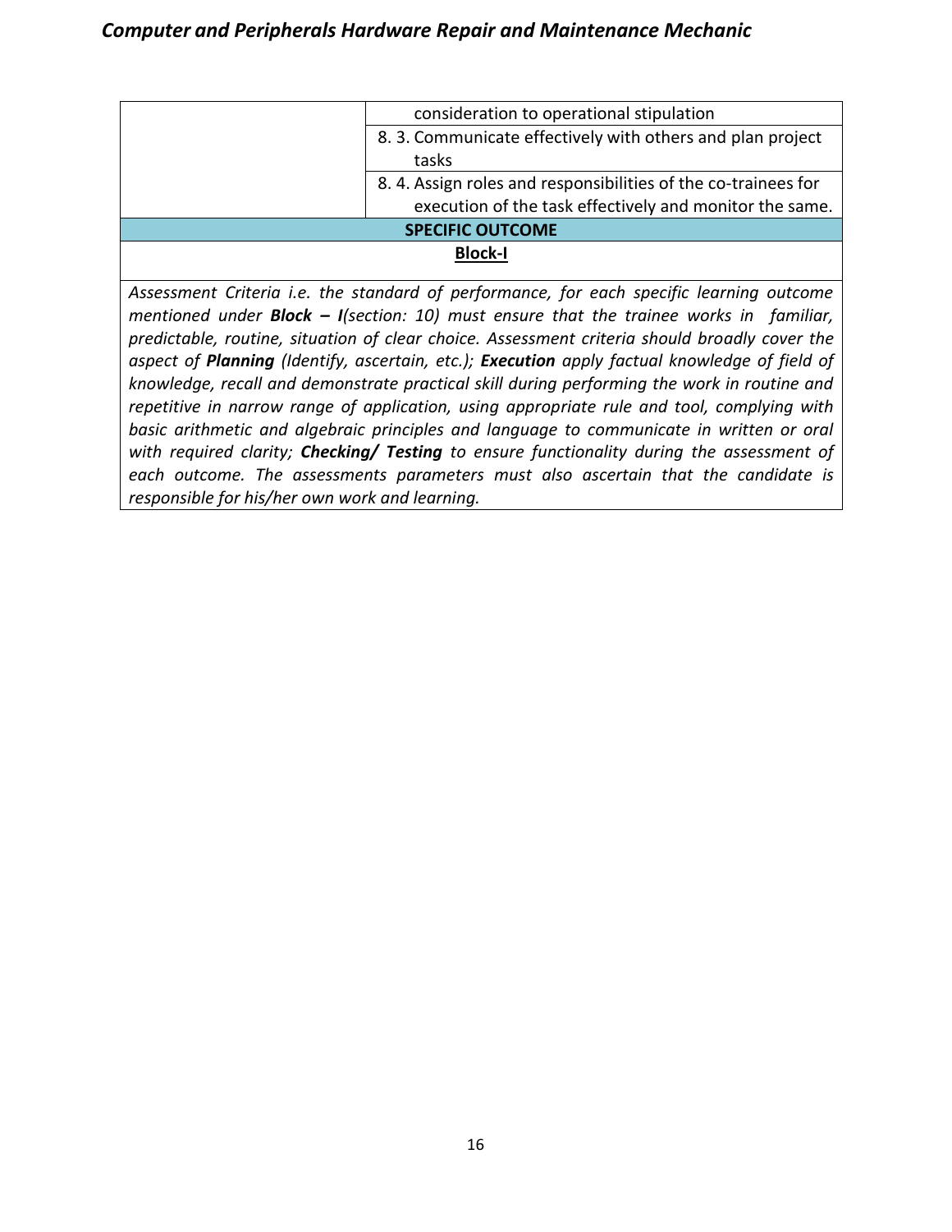| | |
|---|---|
| | consideration to operational stipulation |
| | 8. 3. Communicate effectively with others and plan project tasks |
| | 8. 4. Assign roles and responsibilities of the co-trainees for execution of the task effectively and monitor the same. |

**SPECIFIC OUTCOME**

**Block-I**

*Assessment Criteria i.e. the standard of performance, for each specific learning outcome mentioned under **Block – I**(section: 10) must ensure that the trainee works in familiar, predictable, routine, situation of clear choice. Assessment criteria should broadly cover the aspect of **Planning** (Identify, ascertain, etc.); **Execution** apply factual knowledge of field of knowledge, recall and demonstrate practical skill during performing the work in routine and repetitive in narrow range of application, using appropriate rule and tool, complying with basic arithmetic and algebraic principles and language to communicate in written or oral with required clarity; **Checking/ Testing** to ensure functionality during the assessment of each outcome. The assessments parameters must also ascertain that the candidate is responsible for his/her own work and learning.*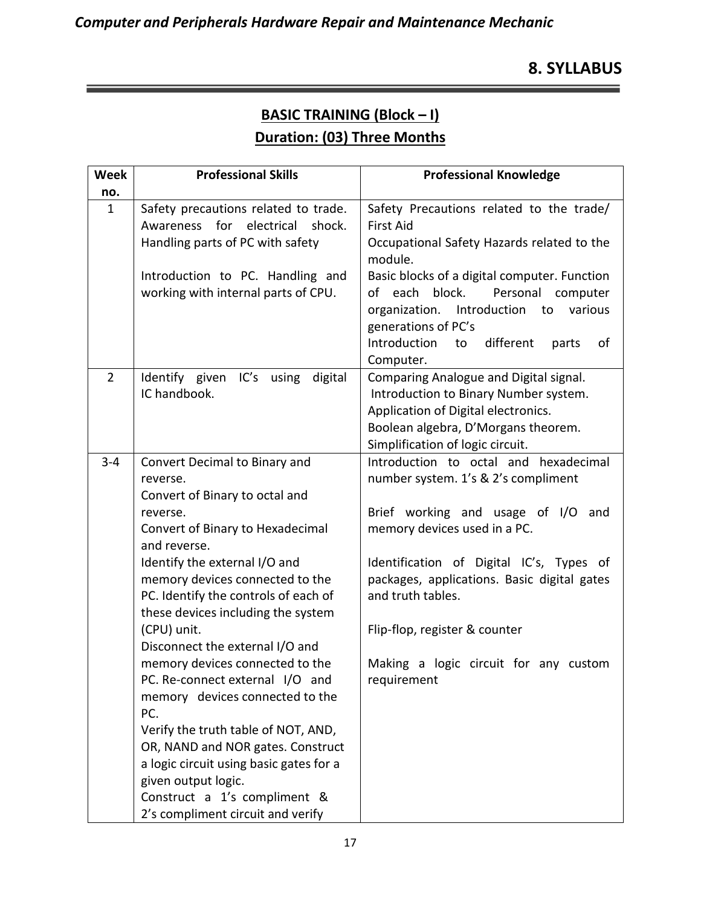## 8. SYLLABUS

### BASIC TRAINING (Block – I)

### Duration: (03) Three Months

| Week no. | Professional Skills | Professional Knowledge |
|---|---|---|
| 1 | Safety precautions related to trade. Awareness for electrical shock. Handling parts of PC with safety<br><br>Introduction to PC. Handling and working with internal parts of CPU. | Safety Precautions related to the trade/ First Aid<br>Occupational Safety Hazards related to the module.<br>Basic blocks of a digital computer. Function of each block. Personal computer organization. Introduction to various generations of PC's<br>Introduction to different parts of Computer. |
| 2 | Identify given IC's using digital IC handbook. | Comparing Analogue and Digital signal.<br>Introduction to Binary Number system.<br>Application of Digital electronics.<br>Boolean algebra, D'Morgans theorem.<br>Simplification of logic circuit. |
| 3-4 | Convert Decimal to Binary and reverse.<br>Convert of Binary to octal and reverse.<br>Convert of Binary to Hexadecimal and reverse.<br>Identify the external I/O and memory devices connected to the PC. Identify the controls of each of these devices including the system (CPU) unit.<br>Disconnect the external I/O and memory devices connected to the PC. Re-connect external I/O and memory devices connected to the PC.<br>Verify the truth table of NOT, AND, OR, NAND and NOR gates. Construct a logic circuit using basic gates for a given output logic.<br>Construct a 1's compliment & 2's compliment circuit and verify | Introduction to octal and hexadecimal number system. 1's & 2's compliment<br><br>Brief working and usage of I/O and memory devices used in a PC.<br><br>Identification of Digital IC's, Types of packages, applications. Basic digital gates and truth tables.<br><br>Flip-flop, register & counter<br><br>Making a logic circuit for any custom requirement |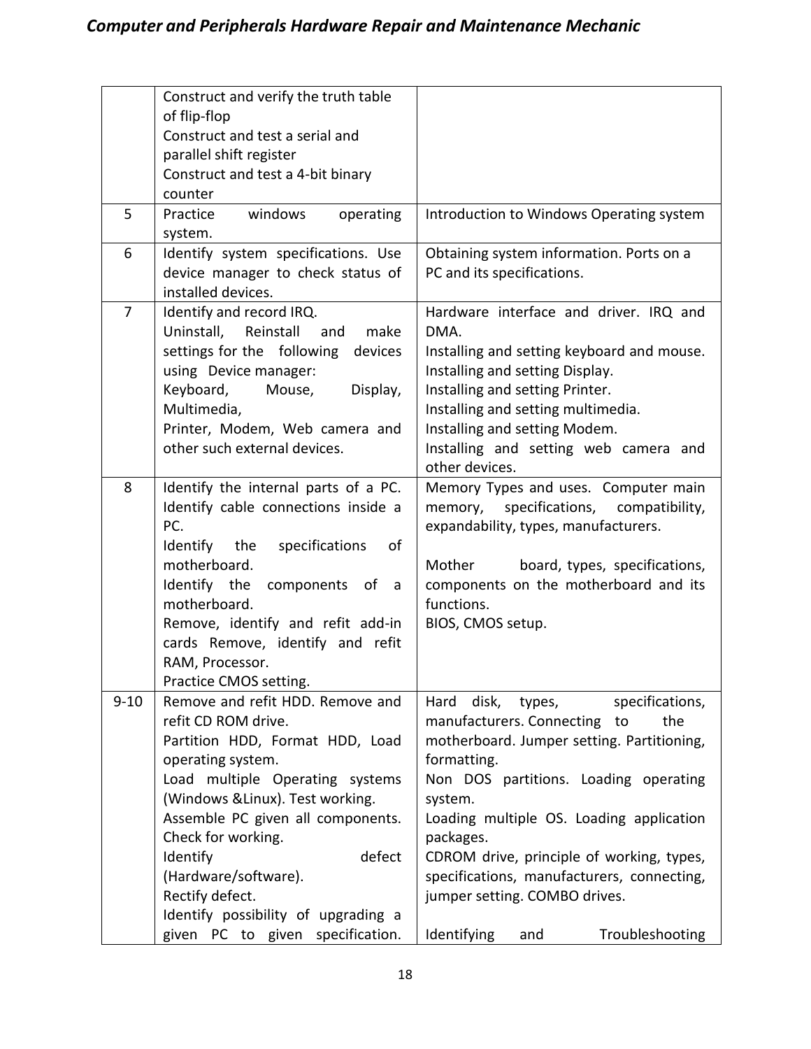| | | |
|---|---|---|
| | Construct and verify the truth table of flip-flop<br>Construct and test a serial and parallel shift register<br>Construct and test a 4-bit binary counter | |
| 5 | Practice windows operating system. | Introduction to Windows Operating system |
| 6 | Identify system specifications. Use device manager to check status of installed devices. | Obtaining system information. Ports on a PC and its specifications. |
| 7 | Identify and record IRQ.<br>Uninstall, Reinstall and make settings for the following devices using Device manager:<br>Keyboard, Mouse, Display, Multimedia,<br>Printer, Modem, Web camera and other such external devices. | Hardware interface and driver. IRQ and DMA.<br>Installing and setting keyboard and mouse.<br>Installing and setting Display.<br>Installing and setting Printer.<br>Installing and setting multimedia.<br>Installing and setting Modem.<br>Installing and setting web camera and other devices. |
| 8 | Identify the internal parts of a PC. Identify cable connections inside a PC.<br>Identify the specifications of motherboard.<br>Identify the components of a motherboard.<br>Remove, identify and refit add-in cards Remove, identify and refit RAM, Processor.<br>Practice CMOS setting. | Memory Types and uses. Computer main memory, specifications, compatibility, expandability, types, manufacturers.<br><br>Mother board, types, specifications, components on the motherboard and its functions.<br>BIOS, CMOS setup. |
| 9-10 | Remove and refit HDD. Remove and refit CD ROM drive.<br>Partition HDD, Format HDD, Load operating system.<br>Load multiple Operating systems (Windows &Linux). Test working.<br>Assemble PC given all components. Check for working.<br>Identify defect (Hardware/software).<br>Rectify defect.<br>Identify possibility of upgrading a given PC to given specification. | Hard disk, types, specifications, manufacturers. Connecting to the motherboard. Jumper setting. Partitioning, formatting.<br>Non DOS partitions. Loading operating system.<br>Loading multiple OS. Loading application packages.<br>CDROM drive, principle of working, types, specifications, manufacturers, connecting, jumper setting. COMBO drives.<br><br>Identifying and Troubleshooting |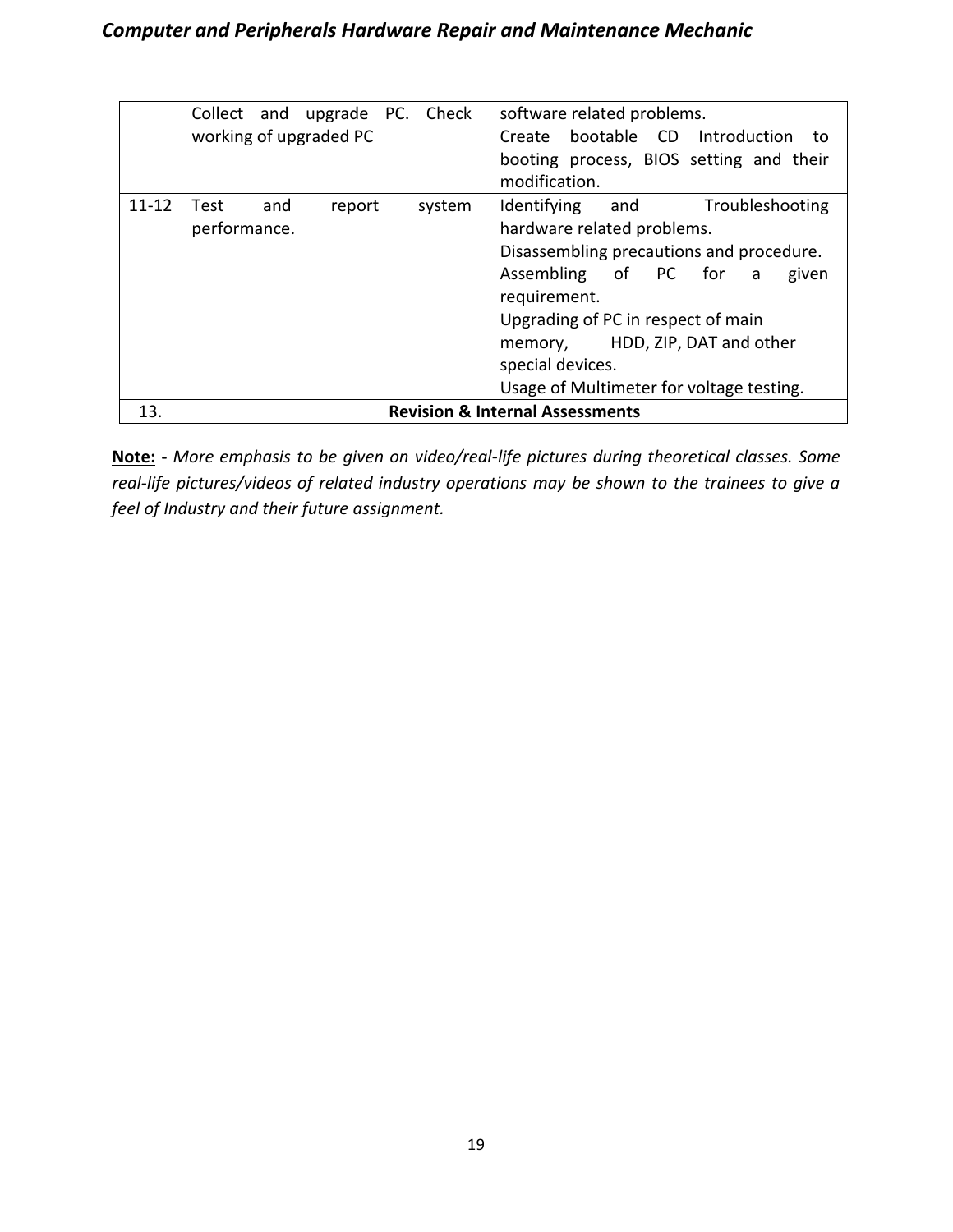| | | |
|---|---|---|
| | Collect and upgrade PC. Check working of upgraded PC | software related problems.<br>Create bootable CD Introduction to booting process, BIOS setting and their modification. |
| 11-12 | Test and report system performance. | Identifying and Troubleshooting hardware related problems.<br>Disassembling precautions and procedure.<br>Assembling of PC for a given requirement.<br>Upgrading of PC in respect of main memory, HDD, ZIP, DAT and other special devices.<br>Usage of Multimeter for voltage testing. |
| 13. | **Revision & Internal Assessments** | |

**Note: -** *More emphasis to be given on video/real-life pictures during theoretical classes. Some real-life pictures/videos of related industry operations may be shown to the trainees to give a feel of Industry and their future assignment.*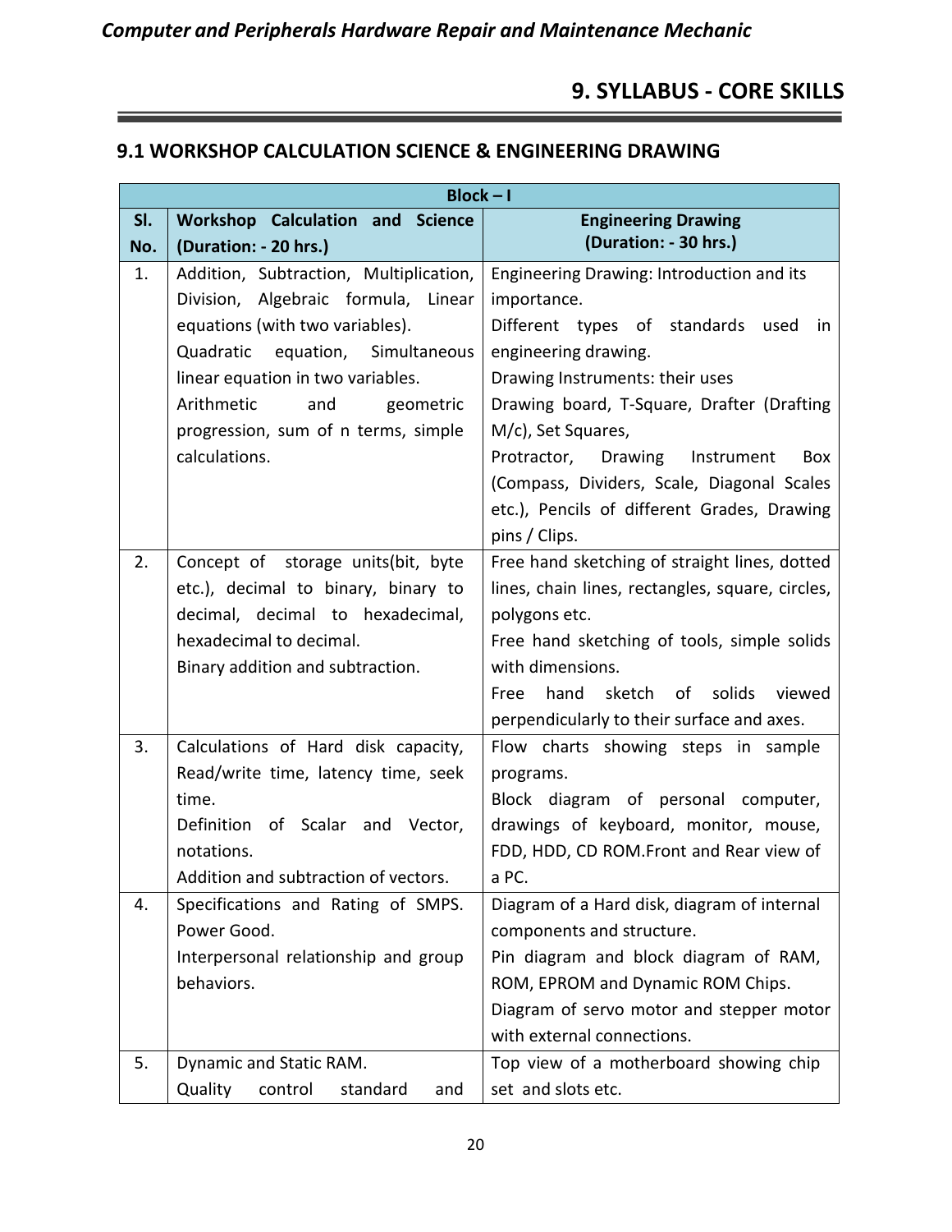# 9. SYLLABUS - CORE SKILLS

## 9.1 WORKSHOP CALCULATION SCIENCE & ENGINEERING DRAWING

| Block – I | | |
|---|---|---|
| **Sl. No.** | **Workshop Calculation and Science (Duration: - 20 hrs.)** | **Engineering Drawing (Duration: - 30 hrs.)** |
| 1. | Addition, Subtraction, Multiplication, Division, Algebraic formula, Linear equations (with two variables).<br>Quadratic equation, Simultaneous linear equation in two variables.<br>Arithmetic and geometric progression, sum of n terms, simple calculations. | Engineering Drawing: Introduction and its importance.<br>Different types of standards used in engineering drawing.<br>Drawing Instruments: their uses<br>Drawing board, T-Square, Drafter (Drafting M/c), Set Squares,<br>Protractor, Drawing Instrument Box (Compass, Dividers, Scale, Diagonal Scales etc.), Pencils of different Grades, Drawing pins / Clips. |
| 2. | Concept of storage units(bit, byte etc.), decimal to binary, binary to decimal, decimal to hexadecimal, hexadecimal to decimal.<br>Binary addition and subtraction. | Free hand sketching of straight lines, dotted lines, chain lines, rectangles, square, circles, polygons etc.<br>Free hand sketching of tools, simple solids with dimensions.<br>Free hand sketch of solids viewed perpendicularly to their surface and axes. |
| 3. | Calculations of Hard disk capacity, Read/write time, latency time, seek time.<br>Definition of Scalar and Vector, notations.<br>Addition and subtraction of vectors. | Flow charts showing steps in sample programs.<br>Block diagram of personal computer, drawings of keyboard, monitor, mouse, FDD, HDD, CD ROM.Front and Rear view of a PC. |
| 4. | Specifications and Rating of SMPS. Power Good.<br>Interpersonal relationship and group behaviors. | Diagram of a Hard disk, diagram of internal components and structure.<br>Pin diagram and block diagram of RAM, ROM, EPROM and Dynamic ROM Chips.<br>Diagram of servo motor and stepper motor with external connections. |
| 5. | Dynamic and Static RAM.<br>Quality control standard and | Top view of a motherboard showing chip set and slots etc. |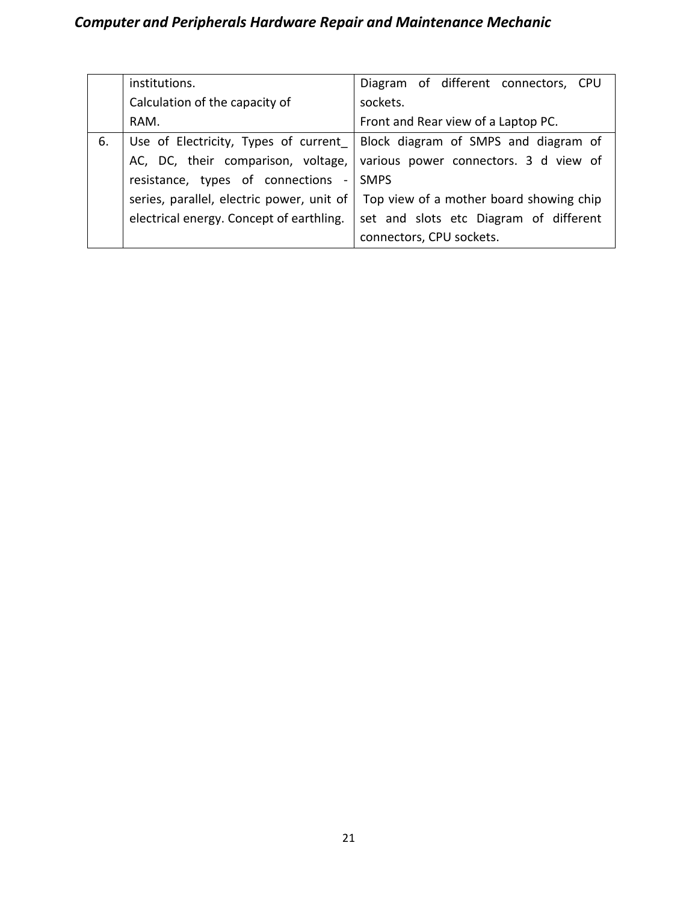| | | |
|---|---|---|
| | institutions.<br>Calculation of the capacity of RAM. | Diagram of different connectors, CPU sockets.<br>Front and Rear view of a Laptop PC. |
| 6. | Use of Electricity, Types of current_ AC, DC, their comparison, voltage, resistance, types of connections - series, parallel, electric power, unit of electrical energy. Concept of earthling. | Block diagram of SMPS and diagram of various power connectors. 3 d view of SMPS<br>Top view of a mother board showing chip set and slots etc Diagram of different connectors, CPU sockets. |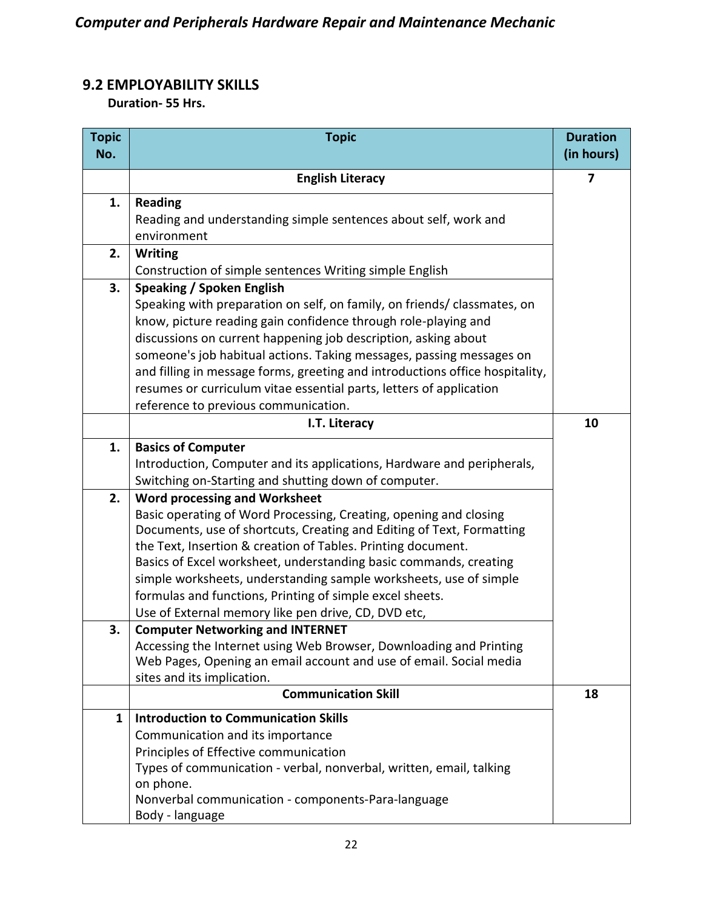## 9.2 EMPLOYABILITY SKILLS

**Duration- 55 Hrs.**

| Topic No. | Topic | Duration (in hours) |
|---|---|---|
| | **English Literacy** | **7** |
| **1.** | **Reading**<br>Reading and understanding simple sentences about self, work and environment | |
| **2.** | **Writing**<br>Construction of simple sentences Writing simple English | |
| **3.** | **Speaking / Spoken English**<br>Speaking with preparation on self, on family, on friends/ classmates, on know, picture reading gain confidence through role-playing and discussions on current happening job description, asking about someone's job habitual actions. Taking messages, passing messages on and filling in message forms, greeting and introductions office hospitality, resumes or curriculum vitae essential parts, letters of application reference to previous communication. | |
| | **I.T. Literacy** | **10** |
| **1.** | **Basics of Computer**<br>Introduction, Computer and its applications, Hardware and peripherals, Switching on-Starting and shutting down of computer. | |
| **2.** | **Word processing and Worksheet**<br>Basic operating of Word Processing, Creating, opening and closing Documents, use of shortcuts, Creating and Editing of Text, Formatting the Text, Insertion & creation of Tables. Printing document.<br>Basics of Excel worksheet, understanding basic commands, creating simple worksheets, understanding sample worksheets, use of simple formulas and functions, Printing of simple excel sheets.<br>Use of External memory like pen drive, CD, DVD etc, | |
| **3.** | **Computer Networking and INTERNET**<br>Accessing the Internet using Web Browser, Downloading and Printing Web Pages, Opening an email account and use of email. Social media sites and its implication. | |
| | **Communication Skill** | **18** |
| **1** | **Introduction to Communication Skills**<br>Communication and its importance<br>Principles of Effective communication<br>Types of communication - verbal, nonverbal, written, email, talking on phone.<br>Nonverbal communication - components-Para-language<br>Body - language | |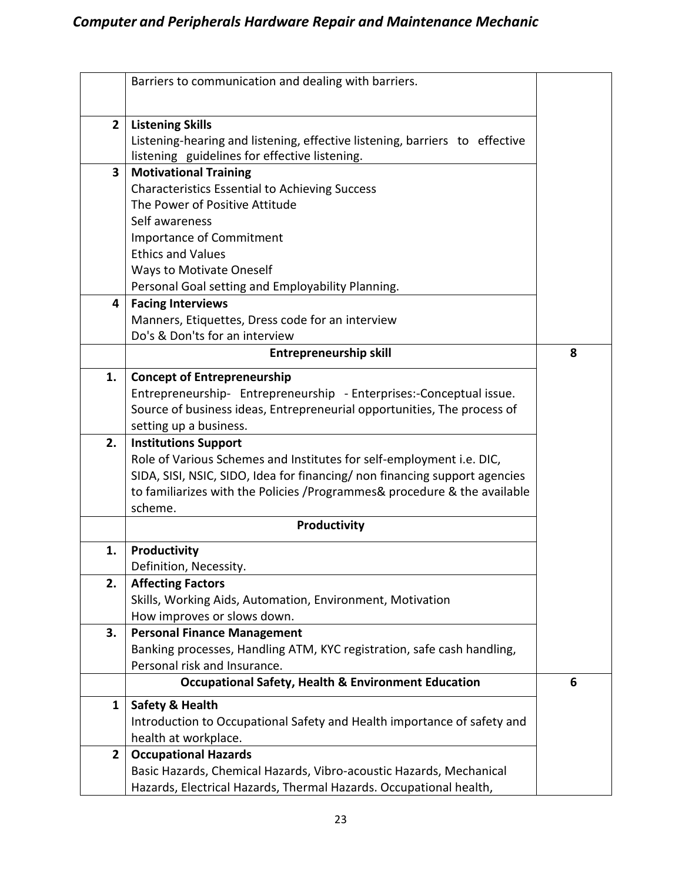| | | |
|---|---|---|
| | Barriers to communication and dealing with barriers. | |
| 2 | **Listening Skills**<br>Listening-hearing and listening, effective listening, barriers to effective listening guidelines for effective listening. | |
| 3 | **Motivational Training**<br>Characteristics Essential to Achieving Success<br>The Power of Positive Attitude<br>Self awareness<br>Importance of Commitment<br>Ethics and Values<br>Ways to Motivate Oneself<br>Personal Goal setting and Employability Planning. | |
| 4 | **Facing Interviews**<br>Manners, Etiquettes, Dress code for an interview<br>Do's & Don'ts for an interview | |
| | **Entrepreneurship skill** | 8 |
| 1. | **Concept of Entrepreneurship**<br>Entrepreneurship- Entrepreneurship - Enterprises:-Conceptual issue. Source of business ideas, Entrepreneurial opportunities, The process of setting up a business. | |
| 2. | **Institutions Support**<br>Role of Various Schemes and Institutes for self-employment i.e. DIC, SIDA, SISI, NSIC, SIDO, Idea for financing/ non financing support agencies to familiarizes with the Policies /Programmes& procedure & the available scheme. | |
| | **Productivity** | |
| 1. | **Productivity**<br>Definition, Necessity. | |
| 2. | **Affecting Factors**<br>Skills, Working Aids, Automation, Environment, Motivation<br>How improves or slows down. | |
| 3. | **Personal Finance Management**<br>Banking processes, Handling ATM, KYC registration, safe cash handling, Personal risk and Insurance. | |
| | **Occupational Safety, Health & Environment Education** | 6 |
| 1 | **Safety & Health**<br>Introduction to Occupational Safety and Health importance of safety and health at workplace. | |
| 2 | **Occupational Hazards**<br>Basic Hazards, Chemical Hazards, Vibro-acoustic Hazards, Mechanical Hazards, Electrical Hazards, Thermal Hazards. Occupational health, | |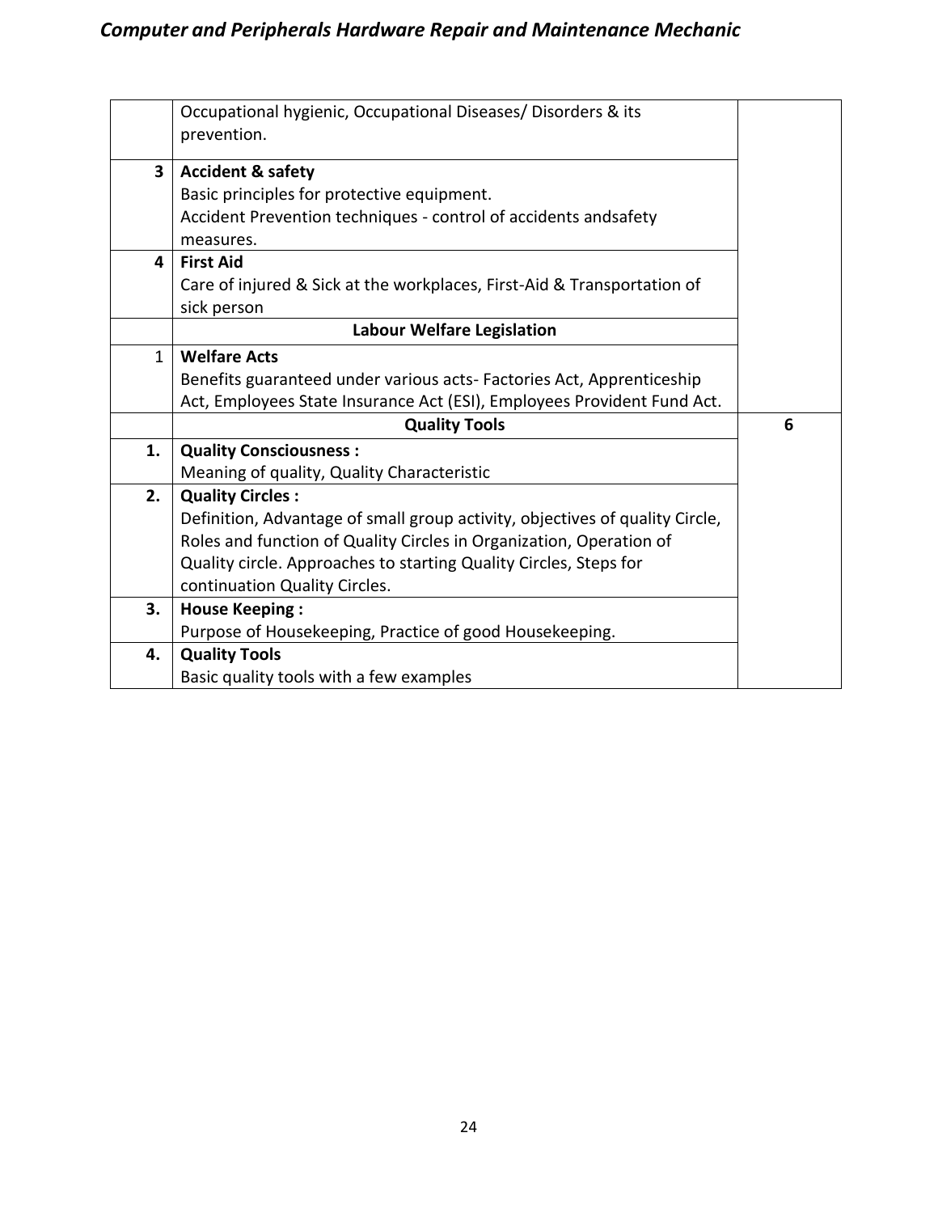| | | |
|---|---|---|
| | Occupational hygienic, Occupational Diseases/ Disorders & its prevention. | |
| **3** | **Accident & safety**<br>Basic principles for protective equipment.<br>Accident Prevention techniques - control of accidents andsafety measures. | |
| **4** | **First Aid**<br>Care of injured & Sick at the workplaces, First-Aid & Transportation of sick person | |
| | **Labour Welfare Legislation** | |
| 1 | **Welfare Acts**<br>Benefits guaranteed under various acts- Factories Act, Apprenticeship Act, Employees State Insurance Act (ESI), Employees Provident Fund Act. | |
| | **Quality Tools** | **6** |
| **1.** | **Quality Consciousness :**<br>Meaning of quality, Quality Characteristic | |
| **2.** | **Quality Circles :**<br>Definition, Advantage of small group activity, objectives of quality Circle, Roles and function of Quality Circles in Organization, Operation of Quality circle. Approaches to starting Quality Circles, Steps for continuation Quality Circles. | |
| **3.** | **House Keeping :**<br>Purpose of Housekeeping, Practice of good Housekeeping. | |
| **4.** | **Quality Tools**<br>Basic quality tools with a few examples | |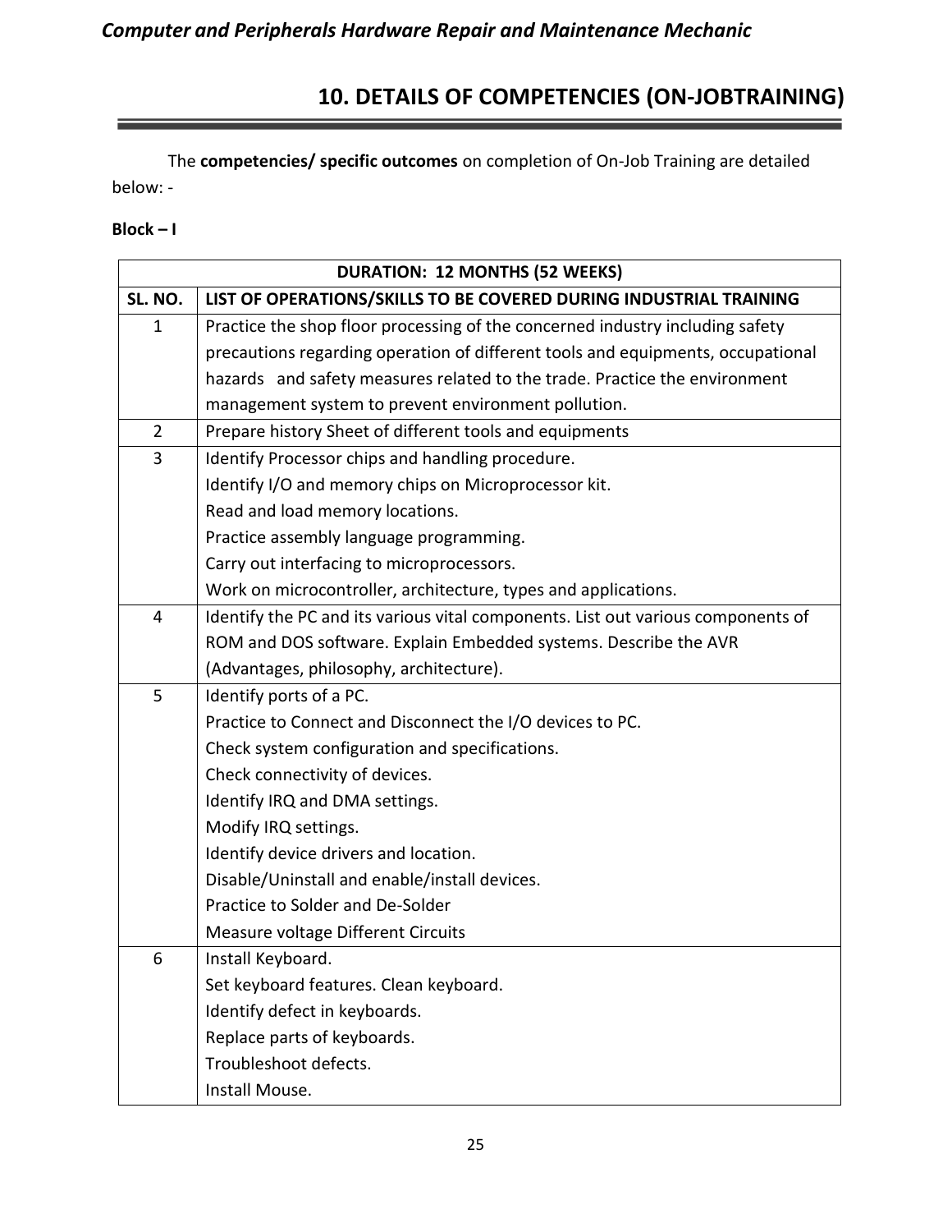## 10. DETAILS OF COMPETENCIES (ON-JOBTRAINING)

The **competencies/ specific outcomes** on completion of On-Job Training are detailed below: -

**Block – I**

| DURATION: 12 MONTHS (52 WEEKS) | |
|---|---|
| **SL. NO.** | **LIST OF OPERATIONS/SKILLS TO BE COVERED DURING INDUSTRIAL TRAINING** |
| 1 | Practice the shop floor processing of the concerned industry including safety precautions regarding operation of different tools and equipments, occupational hazards and safety measures related to the trade. Practice the environment management system to prevent environment pollution. |
| 2 | Prepare history Sheet of different tools and equipments |
| 3 | Identify Processor chips and handling procedure.<br>Identify I/O and memory chips on Microprocessor kit.<br>Read and load memory locations.<br>Practice assembly language programming.<br>Carry out interfacing to microprocessors.<br>Work on microcontroller, architecture, types and applications. |
| 4 | Identify the PC and its various vital components. List out various components of ROM and DOS software. Explain Embedded systems. Describe the AVR (Advantages, philosophy, architecture). |
| 5 | Identify ports of a PC.<br>Practice to Connect and Disconnect the I/O devices to PC.<br>Check system configuration and specifications.<br>Check connectivity of devices.<br>Identify IRQ and DMA settings.<br>Modify IRQ settings.<br>Identify device drivers and location.<br>Disable/Uninstall and enable/install devices.<br>Practice to Solder and De-Solder<br>Measure voltage Different Circuits |
| 6 | Install Keyboard.<br>Set keyboard features. Clean keyboard.<br>Identify defect in keyboards.<br>Replace parts of keyboards.<br>Troubleshoot defects.<br>Install Mouse. |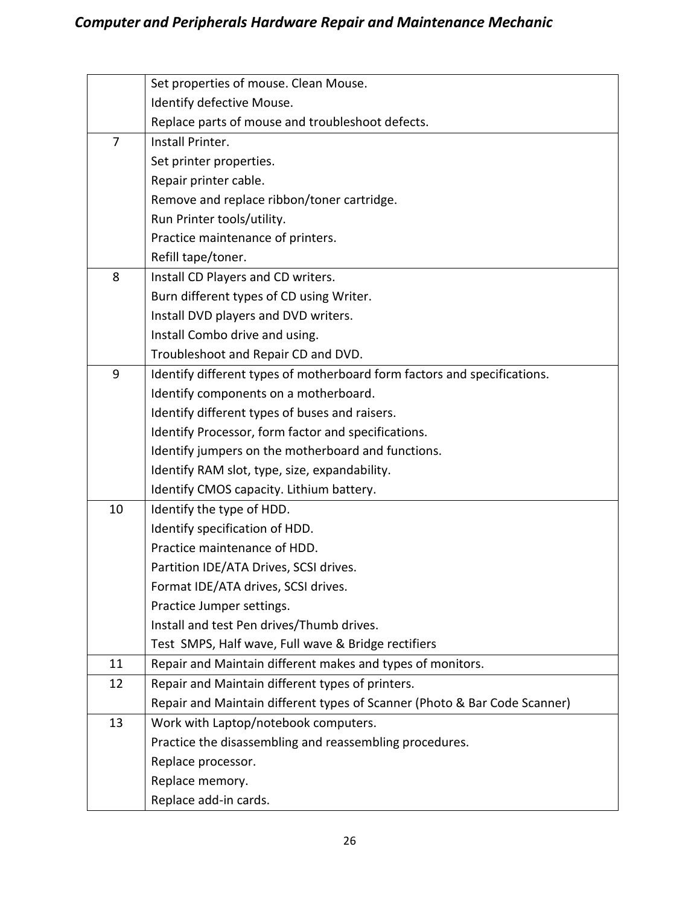| | |
|---|---|
| | Set properties of mouse. Clean Mouse.<br>Identify defective Mouse.<br>Replace parts of mouse and troubleshoot defects. |
| 7 | Install Printer.<br>Set printer properties.<br>Repair printer cable.<br>Remove and replace ribbon/toner cartridge.<br>Run Printer tools/utility.<br>Practice maintenance of printers.<br>Refill tape/toner. |
| 8 | Install CD Players and CD writers.<br>Burn different types of CD using Writer.<br>Install DVD players and DVD writers.<br>Install Combo drive and using.<br>Troubleshoot and Repair CD and DVD. |
| 9 | Identify different types of motherboard form factors and specifications.<br>Identify components on a motherboard.<br>Identify different types of buses and raisers.<br>Identify Processor, form factor and specifications.<br>Identify jumpers on the motherboard and functions.<br>Identify RAM slot, type, size, expandability.<br>Identify CMOS capacity. Lithium battery. |
| 10 | Identify the type of HDD.<br>Identify specification of HDD.<br>Practice maintenance of HDD.<br>Partition IDE/ATA Drives, SCSI drives.<br>Format IDE/ATA drives, SCSI drives.<br>Practice Jumper settings.<br>Install and test Pen drives/Thumb drives.<br>Test SMPS, Half wave, Full wave & Bridge rectifiers |
| 11 | Repair and Maintain different makes and types of monitors. |
| 12 | Repair and Maintain different types of printers.<br>Repair and Maintain different types of Scanner (Photo & Bar Code Scanner) |
| 13 | Work with Laptop/notebook computers.<br>Practice the disassembling and reassembling procedures.<br>Replace processor.<br>Replace memory.<br>Replace add-in cards. |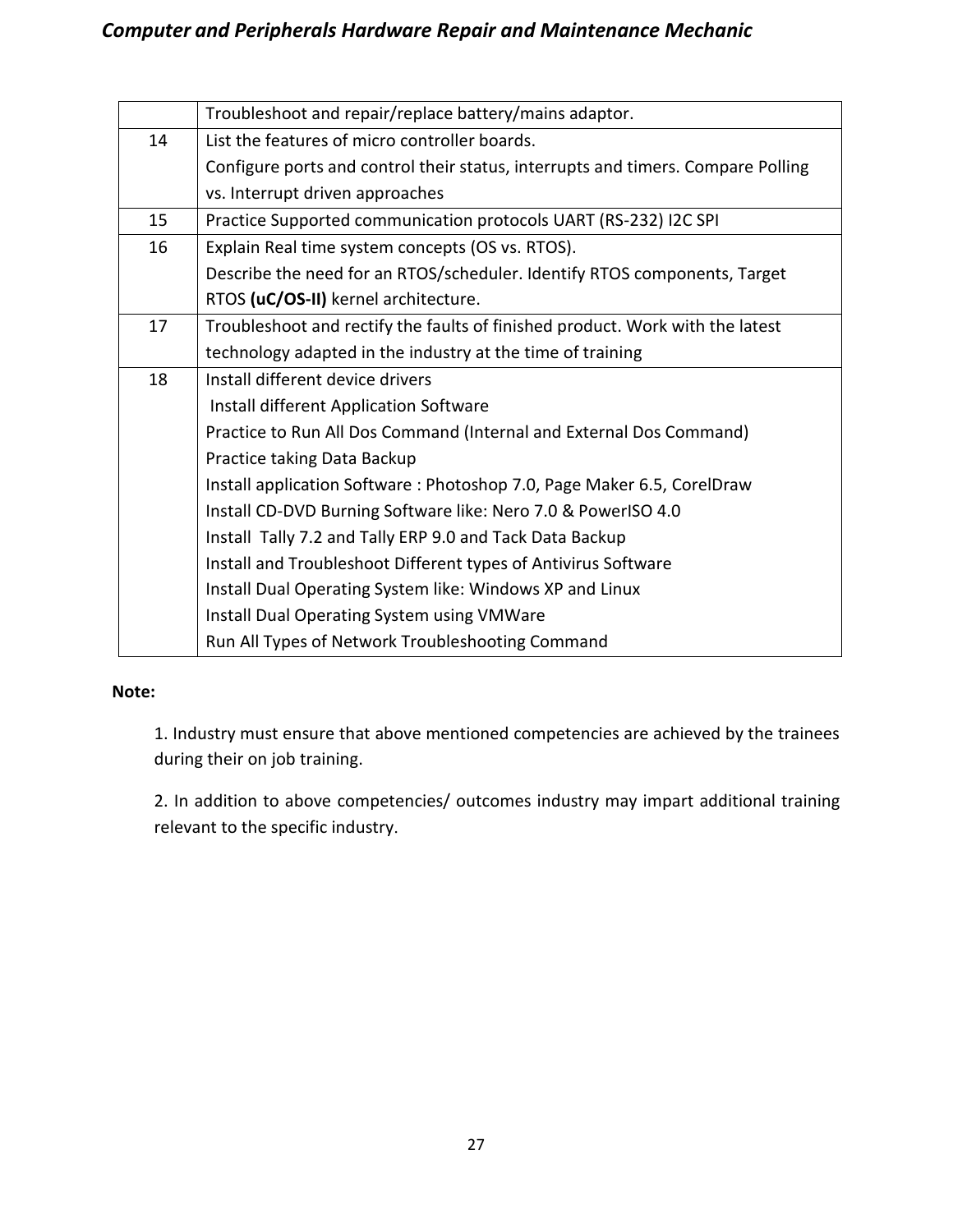| | |
|---|---|
| | Troubleshoot and repair/replace battery/mains adaptor. |
| 14 | List the features of micro controller boards.<br>Configure ports and control their status, interrupts and timers. Compare Polling vs. Interrupt driven approaches |
| 15 | Practice Supported communication protocols UART (RS-232) I2C SPI |
| 16 | Explain Real time system concepts (OS vs. RTOS).<br>Describe the need for an RTOS/scheduler. Identify RTOS components, Target RTOS **(uC/OS-II)** kernel architecture. |
| 17 | Troubleshoot and rectify the faults of finished product. Work with the latest technology adapted in the industry at the time of training |
| 18 | Install different device drivers<br>Install different Application Software<br>Practice to Run All Dos Command (Internal and External Dos Command)<br>Practice taking Data Backup<br>Install application Software : Photoshop 7.0, Page Maker 6.5, CorelDraw<br>Install CD-DVD Burning Software like: Nero 7.0 & PowerISO 4.0<br>Install Tally 7.2 and Tally ERP 9.0 and Tack Data Backup<br>Install and Troubleshoot Different types of Antivirus Software<br>Install Dual Operating System like: Windows XP and Linux<br>Install Dual Operating System using VMWare<br>Run All Types of Network Troubleshooting Command |

**Note:**

1. Industry must ensure that above mentioned competencies are achieved by the trainees during their on job training.

2. In addition to above competencies/ outcomes industry may impart additional training relevant to the specific industry.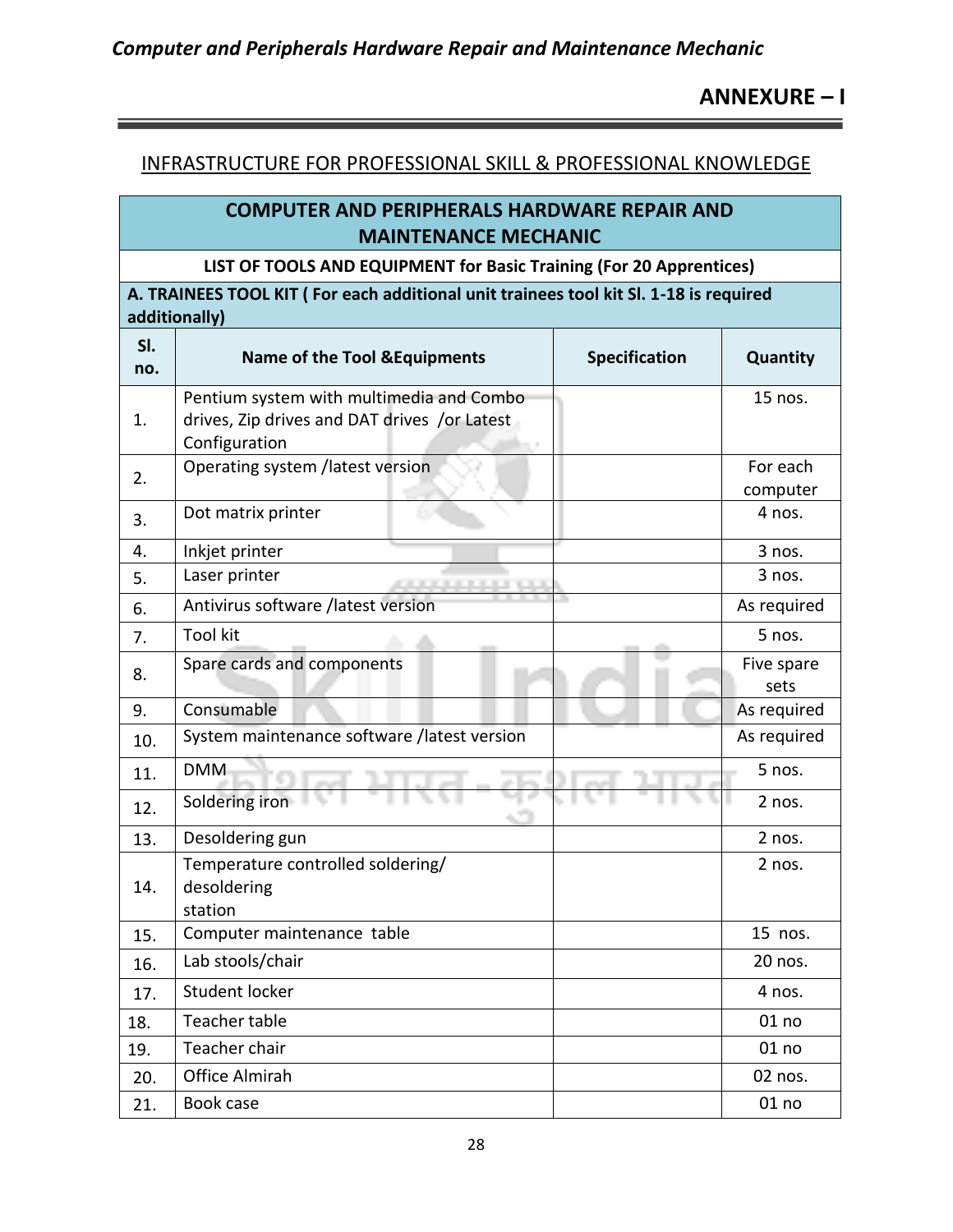# ANNEXURE – I

## INFRASTRUCTURE FOR PROFESSIONAL SKILL & PROFESSIONAL KNOWLEDGE

| COMPUTER AND PERIPHERALS HARDWARE REPAIR AND MAINTENANCE MECHANIC | | | |
|---|---|---|---|
| **LIST OF TOOLS AND EQUIPMENT for Basic Training (For 20 Apprentices)** | | | |
| **A. TRAINEES TOOL KIT ( For each additional unit trainees tool kit Sl. 1-18 is required additionally)** | | | |
| **Sl. no.** | **Name of the Tool &Equipments** | **Specification** | **Quantity** |
| 1. | Pentium system with multimedia and Combo drives, Zip drives and DAT drives /or Latest Configuration | | 15 nos. |
| 2. | Operating system /latest version | | For each computer |
| 3. | Dot matrix printer | | 4 nos. |
| 4. | Inkjet printer | | 3 nos. |
| 5. | Laser printer | | 3 nos. |
| 6. | Antivirus software /latest version | | As required |
| 7. | Tool kit | | 5 nos. |
| 8. | Spare cards and components | | Five spare sets |
| 9. | Consumable | | As required |
| 10. | System maintenance software /latest version | | As required |
| 11. | DMM | | 5 nos. |
| 12. | Soldering iron | | 2 nos. |
| 13. | Desoldering gun | | 2 nos. |
| 14. | Temperature controlled soldering/ desoldering station | | 2 nos. |
| 15. | Computer maintenance table | | 15 nos. |
| 16. | Lab stools/chair | | 20 nos. |
| 17. | Student locker | | 4 nos. |
| 18. | Teacher table | | 01 no |
| 19. | Teacher chair | | 01 no |
| 20. | Office Almirah | | 02 nos. |
| 21. | Book case | | 01 no |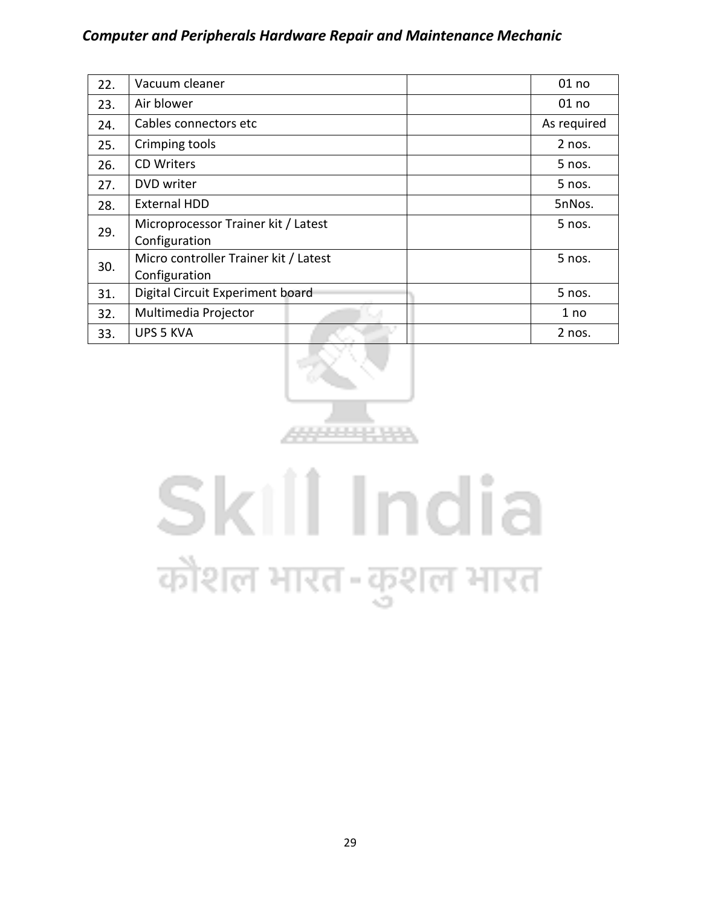| | | | |
|---|---|---|---|
| 22. | Vacuum cleaner | | 01 no |
| 23. | Air blower | | 01 no |
| 24. | Cables connectors etc | | As required |
| 25. | Crimping tools | | 2 nos. |
| 26. | CD Writers | | 5 nos. |
| 27. | DVD writer | | 5 nos. |
| 28. | External HDD | | 5nNos. |
| 29. | Microprocessor Trainer kit / Latest Configuration | | 5 nos. |
| 30. | Micro controller Trainer kit / Latest Configuration | | 5 nos. |
| 31. | Digital Circuit Experiment board | | 5 nos. |
| 32. | Multimedia Projector | | 1 no |
| 33. | UPS 5 KVA | | 2 nos. |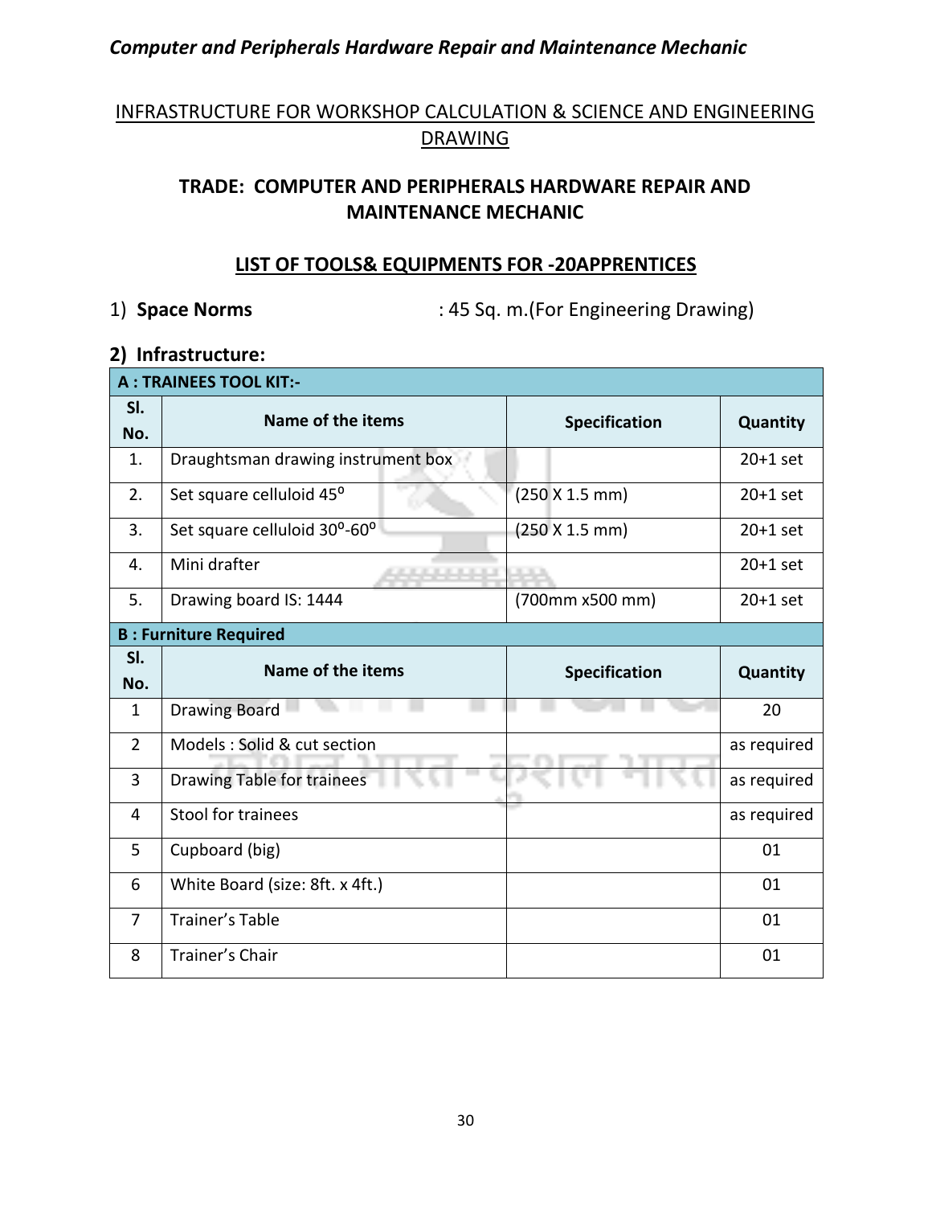## INFRASTRUCTURE FOR WORKSHOP CALCULATION & SCIENCE AND ENGINEERING DRAWING

### TRADE: COMPUTER AND PERIPHERALS HARDWARE REPAIR AND MAINTENANCE MECHANIC

### LIST OF TOOLS& EQUIPMENTS FOR -20APPRENTICES

1) **Space Norms** : 45 Sq. m.(For Engineering Drawing)

**2) Infrastructure:**

| **A : TRAINEES TOOL KIT:-** | | | |
|---|---|---|---|
| **Sl. No.** | **Name of the items** | **Specification** | **Quantity** |
| 1. | Draughtsman drawing instrument box | | 20+1 set |
| 2. | Set square celluloid $45^{o}$ | (250 X 1.5 mm) | 20+1 set |
| 3. | Set square celluloid $30^{o}$-$60^{o}$ | (250 X 1.5 mm) | 20+1 set |
| 4. | Mini drafter | | 20+1 set |
| 5. | Drawing board IS: 1444 | (700mm x500 mm) | 20+1 set |
| **B : Furniture Required** | | | |
| **Sl. No.** | **Name of the items** | **Specification** | **Quantity** |
| 1 | Drawing Board | | 20 |
| 2 | Models : Solid & cut section | | as required |
| 3 | Drawing Table for trainees | | as required |
| 4 | Stool for trainees | | as required |
| 5 | Cupboard (big) | | 01 |
| 6 | White Board (size: 8ft. x 4ft.) | | 01 |
| 7 | Trainer's Table | | 01 |
| 8 | Trainer's Chair | | 01 |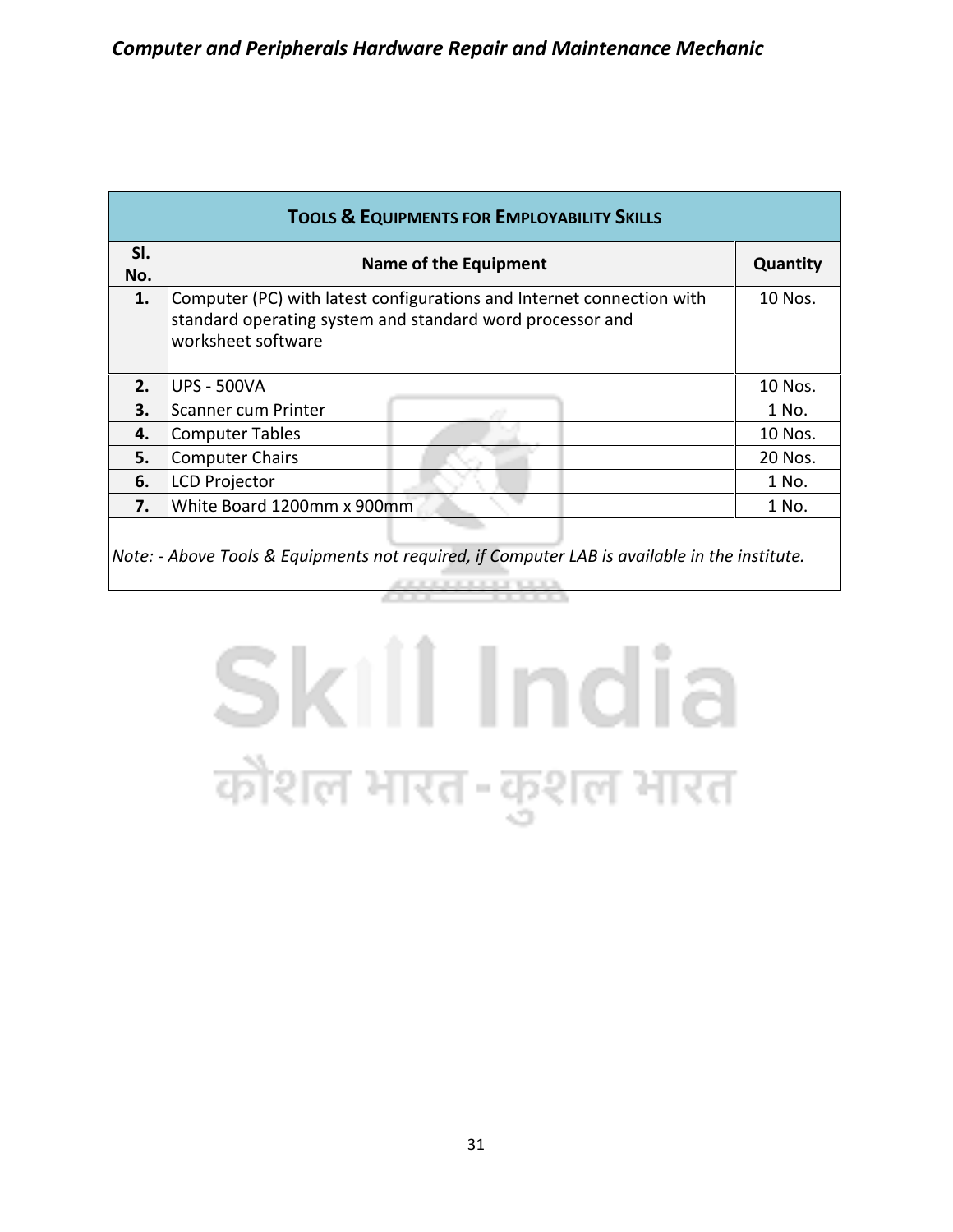| TOOLS & EQUIPMENTS FOR EMPLOYABILITY SKILLS | | |
|---|---|---|
| **Sl. No.** | **Name of the Equipment** | **Quantity** |
| **1.** | Computer (PC) with latest configurations and Internet connection with standard operating system and standard word processor and worksheet software | 10 Nos. |
| **2.** | UPS - 500VA | 10 Nos. |
| **3.** | Scanner cum Printer | 1 No. |
| **4.** | Computer Tables | 10 Nos. |
| **5.** | Computer Chairs | 20 Nos. |
| **6.** | LCD Projector | 1 No. |
| **7.** | White Board 1200mm x 900mm | 1 No. |

*Note: - Above Tools & Equipments not required, if Computer LAB is available in the institute.*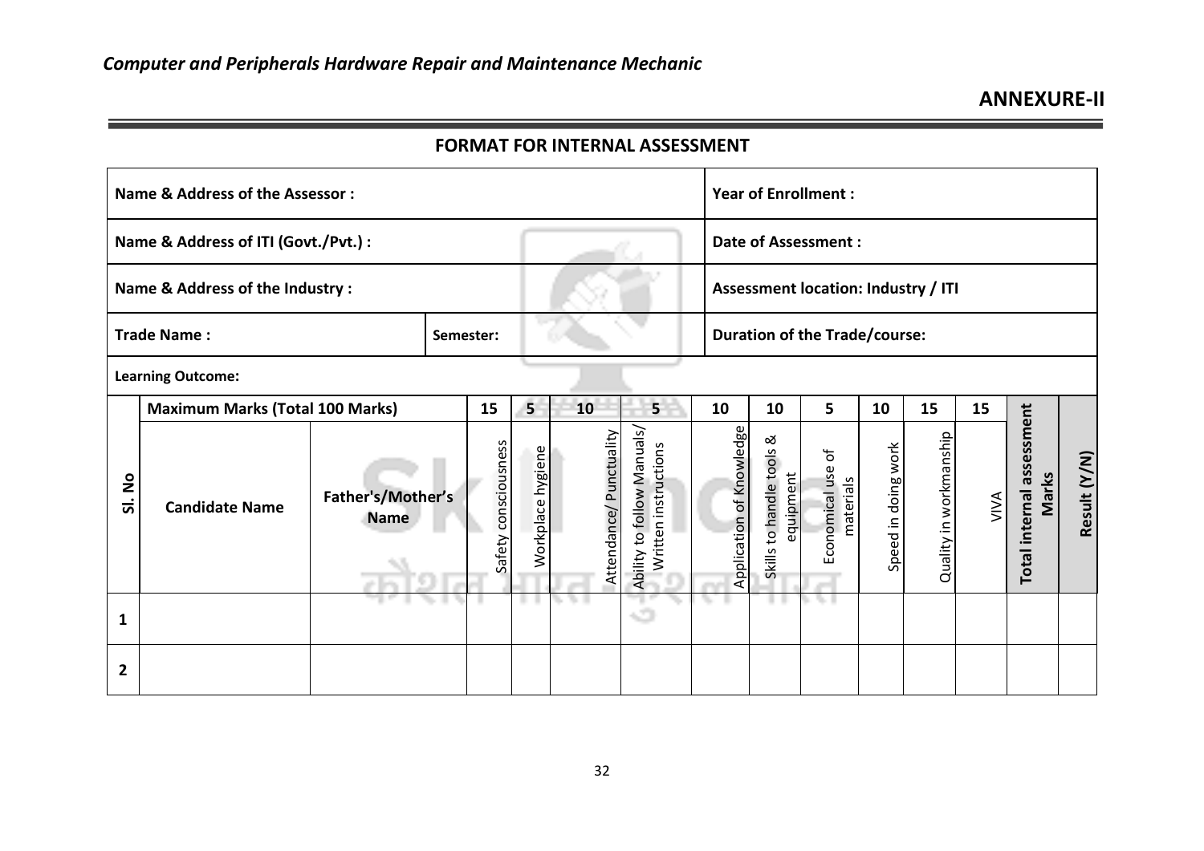## ANNEXURE-II

### FORMAT FOR INTERNAL ASSESSMENT

| | |
|---|---|
| **Name & Address of the Assessor :** | **Year of Enrollment :** |
| **Name & Address of ITI (Govt./Pvt.) :** | **Date of Assessment :** |
| **Name & Address of the Industry :** | **Assessment location: Industry / ITI** |
| **Trade Name :** &nbsp;&nbsp;&nbsp;&nbsp; **Semester:** | **Duration of the Trade/course:** |
| **Learning Outcome:** | |

| Sl. No | Maximum Marks (Total 100 Marks) | | 15 | 5 | 10 | 5 | 10 | 10 | 5 | 10 | 15 | 15 | | |
|---|---|---|---|---|---|---|---|---|---|---|---|---|---|---|
| | **Candidate Name** | **Father's/Mother's Name** | Safety consciousness | Workplace hygiene | Attendance/ Punctuality | Ability to follow Manuals/ Written instructions | Application of Knowledge | Skills to handle tools & equipment | Economical use of materials | Speed in doing work | Quality in workmanship | VIVA | **Total internal assessment Marks** | **Result (Y/N)** |
| **1** | | | | | | | | | | | | | | |
| **2** | | | | | | | | | | | | | | |